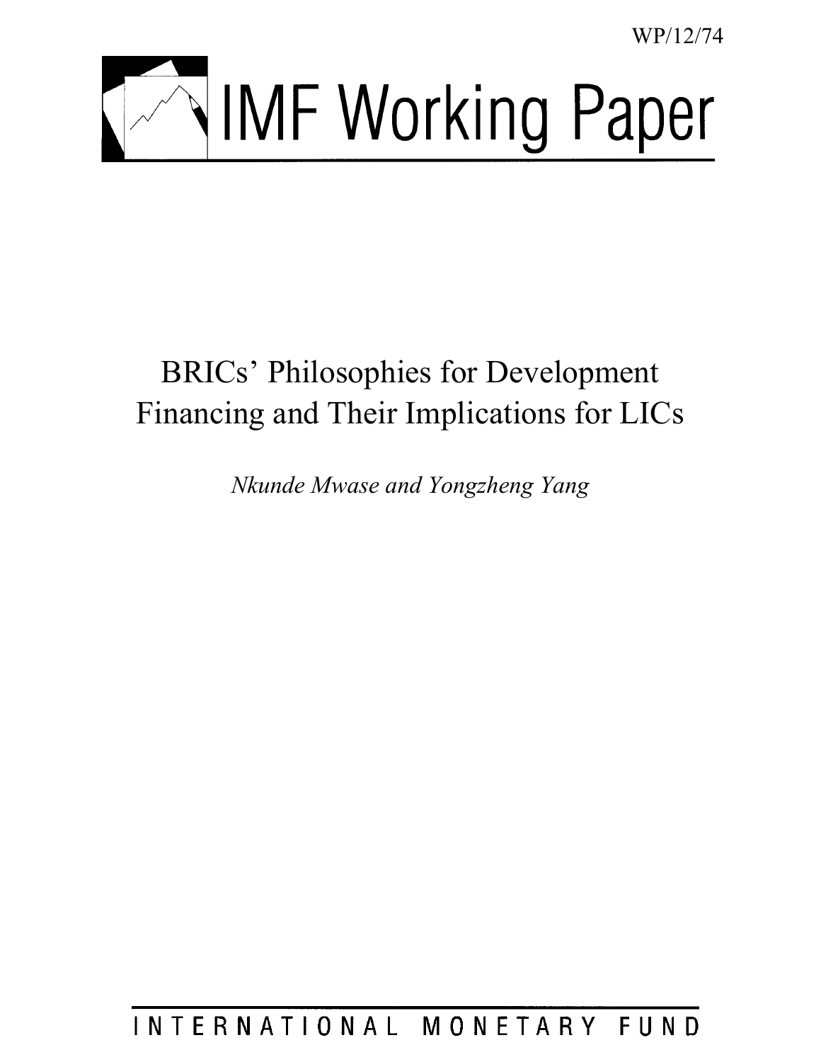WP/12/74

# IMF Working Paper

# BRICs' Philosophies for Development Financing and Their Implications for LICs

*Nkunde Mwase and Yongzheng Yang*

INTERNATIONAL MONETARY FUND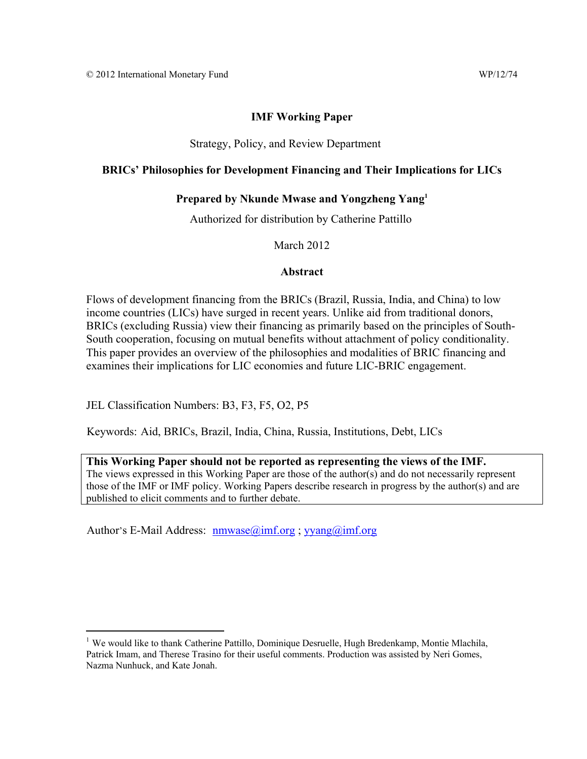© 2012 International Monetary Fund WP/12/74

**IMF Working Paper**

Strategy, Policy, and Review Department

**BRICs' Philosophies for Development Financing and Their Implications for LICs**

**Prepared by Nkunde Mwase and Yongzheng Yang[1]**

Authorized for distribution by Catherine Pattillo

March 2012

**Abstract**

Flows of development financing from the BRICs (Brazil, Russia, India, and China) to low income countries (LICs) have surged in recent years. Unlike aid from traditional donors, BRICs (excluding Russia) view their financing as primarily based on the principles of South-South cooperation, focusing on mutual benefits without attachment of policy conditionality. This paper provides an overview of the philosophies and modalities of BRIC financing and examines their implications for LIC economies and future LIC-BRIC engagement.

JEL Classification Numbers: B3, F3, F5, O2, P5

Keywords: Aid, BRICs, Brazil, India, China, Russia, Institutions, Debt, LICs

**This Working Paper should not be reported as representing the views of the IMF.**
The views expressed in this Working Paper are those of the author(s) and do not necessarily represent those of the IMF or IMF policy. Working Papers describe research in progress by the author(s) and are published to elicit comments and to further debate.

Author's E-Mail Address: nmwase@imf.org ; yyang@imf.org

---

[1] We would like to thank Catherine Pattillo, Dominique Desruelle, Hugh Bredenkamp, Montie Mlachila, Patrick Imam, and Therese Trasino for their useful comments. Production was assisted by Neri Gomes, Nazma Nunhuck, and Kate Jonah.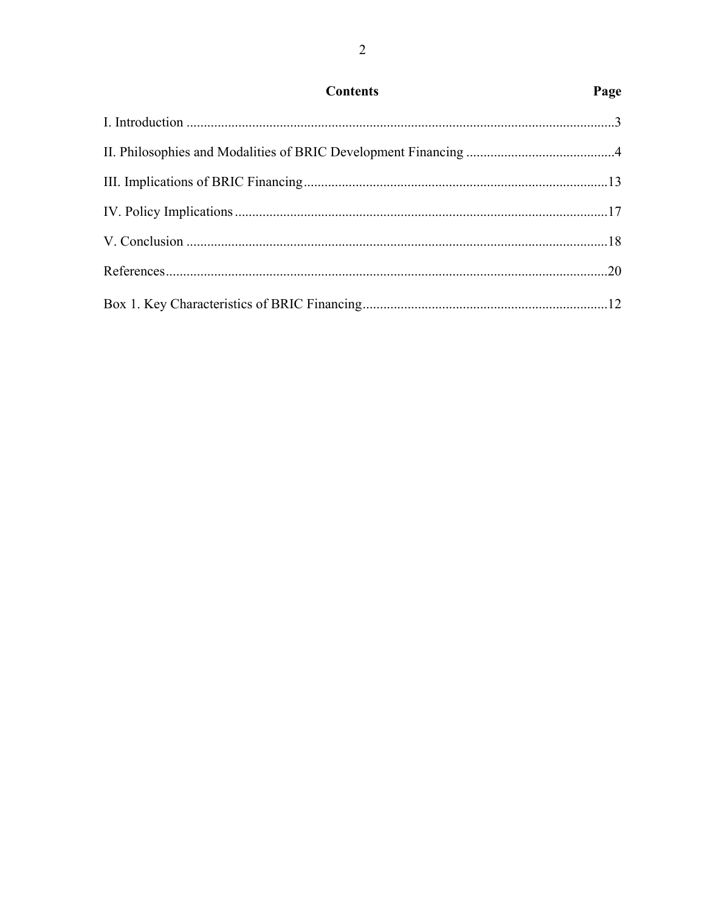| Contents | Page |
| --- | --- |
| I. Introduction | 3 |
| II. Philosophies and Modalities of BRIC Development Financing | 4 |
| III. Implications of BRIC Financing | 13 |
| IV. Policy Implications | 17 |
| V. Conclusion | 18 |
| References | 20 |
| Box 1. Key Characteristics of BRIC Financing | 12 |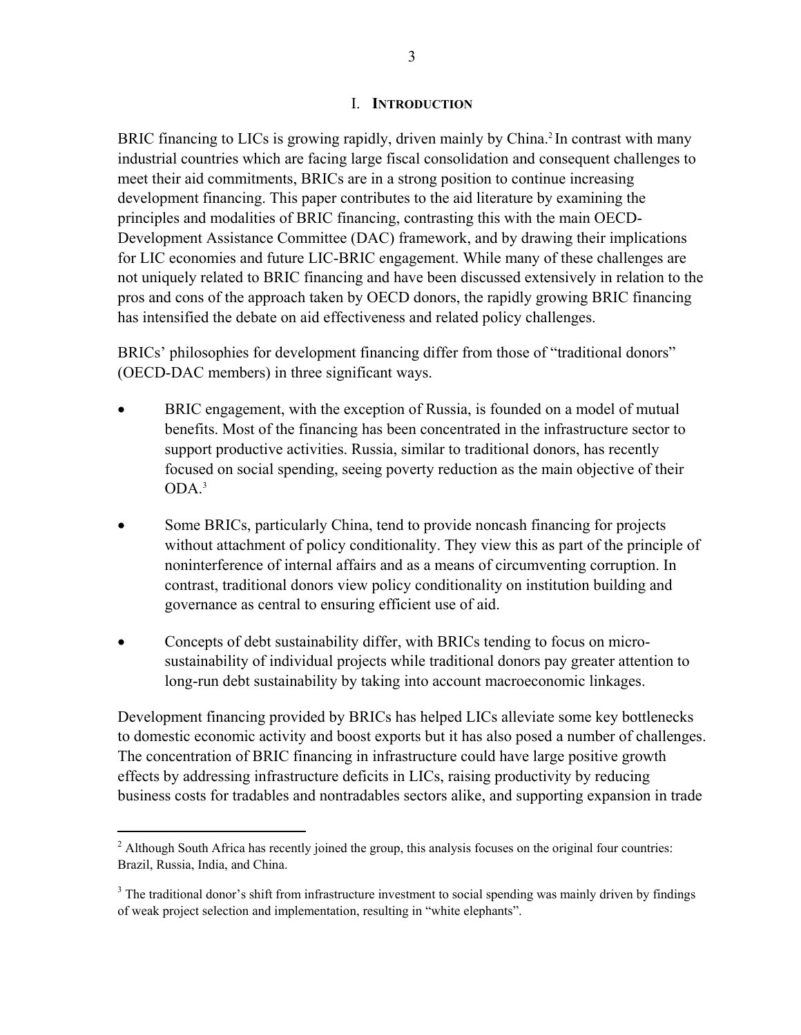# I. INTRODUCTION

BRIC financing to LICs is growing rapidly, driven mainly by China.[2] In contrast with many industrial countries which are facing large fiscal consolidation and consequent challenges to meet their aid commitments, BRICs are in a strong position to continue increasing development financing. This paper contributes to the aid literature by examining the principles and modalities of BRIC financing, contrasting this with the main OECD-Development Assistance Committee (DAC) framework, and by drawing their implications for LIC economies and future LIC-BRIC engagement. While many of these challenges are not uniquely related to BRIC financing and have been discussed extensively in relation to the pros and cons of the approach taken by OECD donors, the rapidly growing BRIC financing has intensified the debate on aid effectiveness and related policy challenges.

BRICs' philosophies for development financing differ from those of "traditional donors" (OECD-DAC members) in three significant ways.

- BRIC engagement, with the exception of Russia, is founded on a model of mutual benefits. Most of the financing has been concentrated in the infrastructure sector to support productive activities. Russia, similar to traditional donors, has recently focused on social spending, seeing poverty reduction as the main objective of their ODA.[3]
- Some BRICs, particularly China, tend to provide noncash financing for projects without attachment of policy conditionality. They view this as part of the principle of noninterference of internal affairs and as a means of circumventing corruption. In contrast, traditional donors view policy conditionality on institution building and governance as central to ensuring efficient use of aid.
- Concepts of debt sustainability differ, with BRICs tending to focus on micro-sustainability of individual projects while traditional donors pay greater attention to long-run debt sustainability by taking into account macroeconomic linkages.

Development financing provided by BRICs has helped LICs alleviate some key bottlenecks to domestic economic activity and boost exports but it has also posed a number of challenges. The concentration of BRIC financing in infrastructure could have large positive growth effects by addressing infrastructure deficits in LICs, raising productivity by reducing business costs for tradables and nontradables sectors alike, and supporting expansion in trade

---

[2] Although South Africa has recently joined the group, this analysis focuses on the original four countries: Brazil, Russia, India, and China.

[3] The traditional donor's shift from infrastructure investment to social spending was mainly driven by findings of weak project selection and implementation, resulting in "white elephants".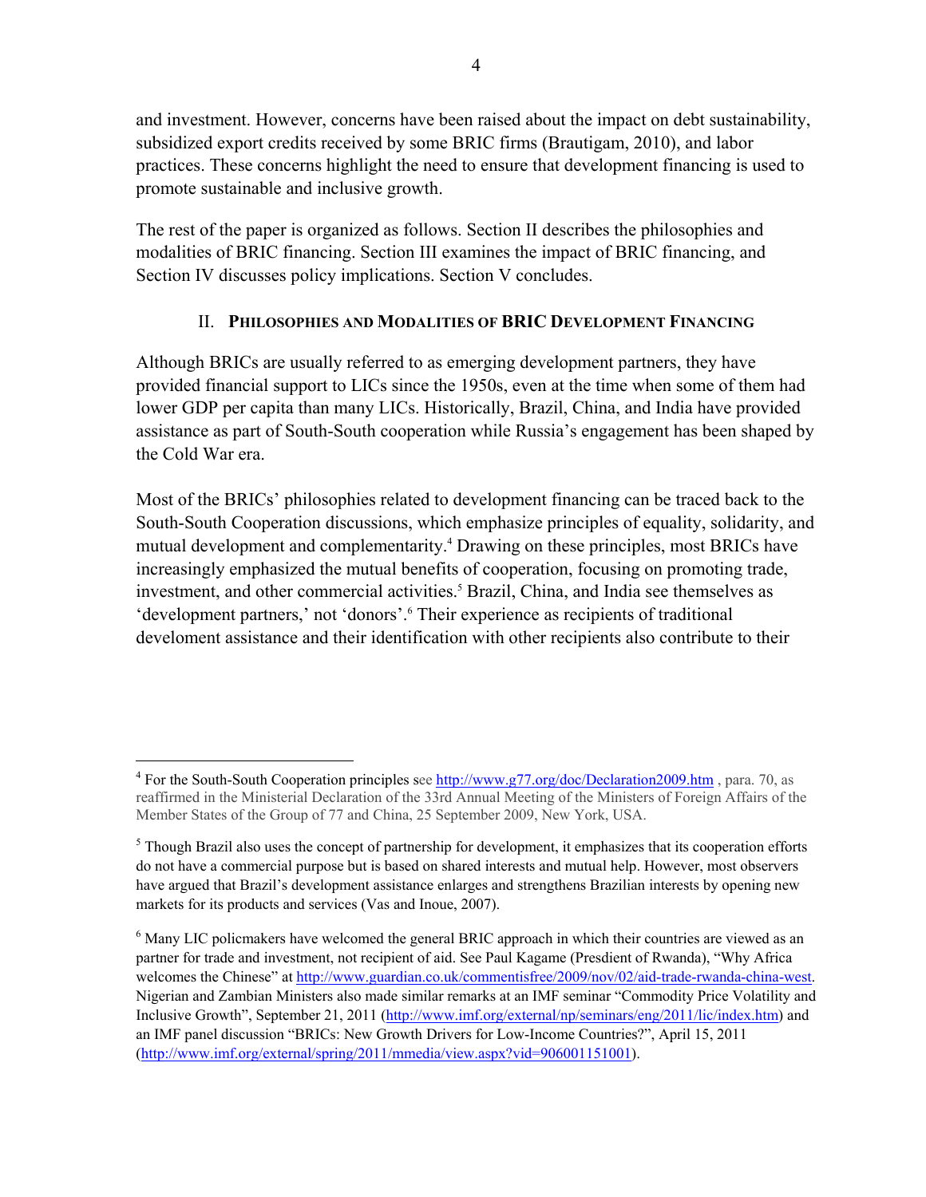and investment. However, concerns have been raised about the impact on debt sustainability, subsidized export credits received by some BRIC firms (Brautigam, 2010), and labor practices. These concerns highlight the need to ensure that development financing is used to promote sustainable and inclusive growth.

The rest of the paper is organized as follows. Section II describes the philosophies and modalities of BRIC financing. Section III examines the impact of BRIC financing, and Section IV discusses policy implications. Section V concludes.

## II. Philosophies and Modalities of BRIC Development Financing

Although BRICs are usually referred to as emerging development partners, they have provided financial support to LICs since the 1950s, even at the time when some of them had lower GDP per capita than many LICs. Historically, Brazil, China, and India have provided assistance as part of South-South cooperation while Russia's engagement has been shaped by the Cold War era.

Most of the BRICs' philosophies related to development financing can be traced back to the South-South Cooperation discussions, which emphasize principles of equality, solidarity, and mutual development and complementarity.[4] Drawing on these principles, most BRICs have increasingly emphasized the mutual benefits of cooperation, focusing on promoting trade, investment, and other commercial activities.[5] Brazil, China, and India see themselves as 'development partners,' not 'donors'.[6] Their experience as recipients of traditional develoment assistance and their identification with other recipients also contribute to their

---

[4] For the South-South Cooperation principles see http://www.g77.org/doc/Declaration2009.htm , para. 70, as reaffirmed in the Ministerial Declaration of the 33rd Annual Meeting of the Ministers of Foreign Affairs of the Member States of the Group of 77 and China, 25 September 2009, New York, USA.

[5] Though Brazil also uses the concept of partnership for development, it emphasizes that its cooperation efforts do not have a commercial purpose but is based on shared interests and mutual help. However, most observers have argued that Brazil's development assistance enlarges and strengthens Brazilian interests by opening new markets for its products and services (Vas and Inoue, 2007).

[6] Many LIC policmakers have welcomed the general BRIC approach in which their countries are viewed as an partner for trade and investment, not recipient of aid. See Paul Kagame (Presdient of Rwanda), "Why Africa welcomes the Chinese" at http://www.guardian.co.uk/commentisfree/2009/nov/02/aid-trade-rwanda-china-west. Nigerian and Zambian Ministers also made similar remarks at an IMF seminar "Commodity Price Volatility and Inclusive Growth", September 21, 2011 (http://www.imf.org/external/np/seminars/eng/2011/lic/index.htm) and an IMF panel discussion "BRICs: New Growth Drivers for Low-Income Countries?", April 15, 2011 (http://www.imf.org/external/spring/2011/mmedia/view.aspx?vid=906001151001).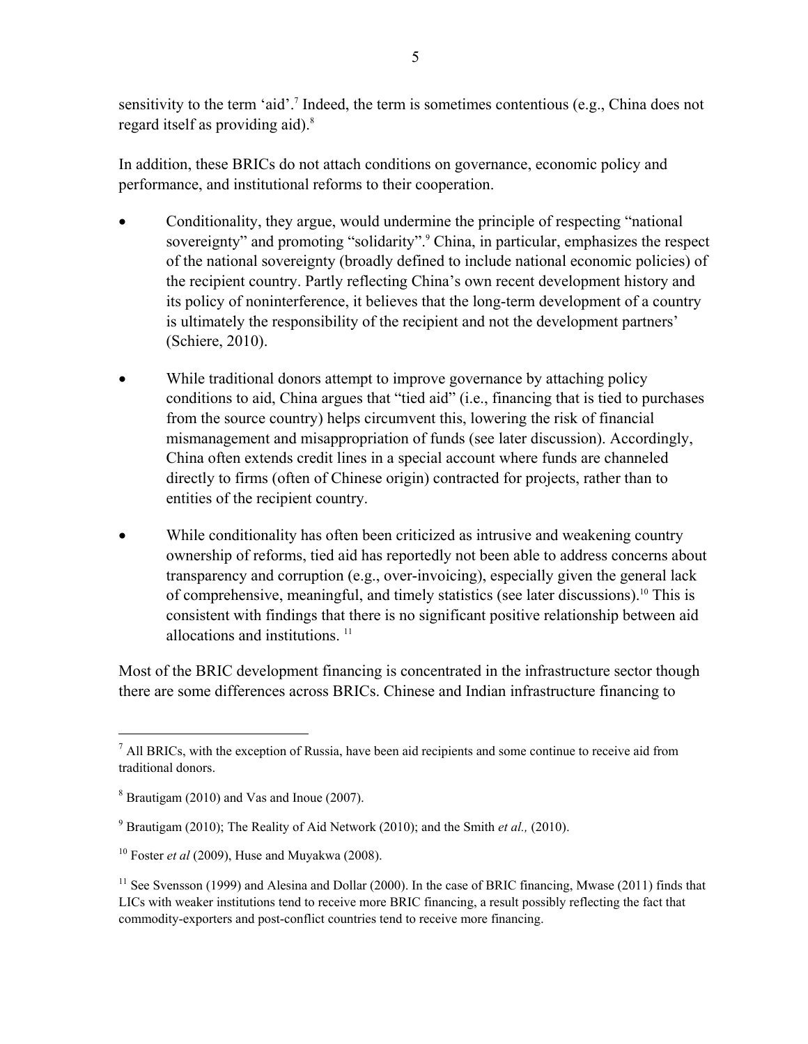sensitivity to the term 'aid'.[7] Indeed, the term is sometimes contentious (e.g., China does not regard itself as providing aid).[8]

In addition, these BRICs do not attach conditions on governance, economic policy and performance, and institutional reforms to their cooperation.

- Conditionality, they argue, would undermine the principle of respecting "national sovereignty" and promoting "solidarity".[9] China, in particular, emphasizes the respect of the national sovereignty (broadly defined to include national economic policies) of the recipient country. Partly reflecting China's own recent development history and its policy of noninterference, it believes that the long-term development of a country is ultimately the responsibility of the recipient and not the development partners' (Schiere, 2010).

- While traditional donors attempt to improve governance by attaching policy conditions to aid, China argues that "tied aid" (i.e., financing that is tied to purchases from the source country) helps circumvent this, lowering the risk of financial mismanagement and misappropriation of funds (see later discussion). Accordingly, China often extends credit lines in a special account where funds are channeled directly to firms (often of Chinese origin) contracted for projects, rather than to entities of the recipient country.

- While conditionality has often been criticized as intrusive and weakening country ownership of reforms, tied aid has reportedly not been able to address concerns about transparency and corruption (e.g., over-invoicing), especially given the general lack of comprehensive, meaningful, and timely statistics (see later discussions).[10] This is consistent with findings that there is no significant positive relationship between aid allocations and institutions.[11]

Most of the BRIC development financing is concentrated in the infrastructure sector though there are some differences across BRICs. Chinese and Indian infrastructure financing to

---

[7] All BRICs, with the exception of Russia, have been aid recipients and some continue to receive aid from traditional donors.

[8] Brautigam (2010) and Vas and Inoue (2007).

[9] Brautigam (2010); The Reality of Aid Network (2010); and the Smith *et al.,* (2010).

[10] Foster *et al* (2009), Huse and Muyakwa (2008).

[11] See Svensson (1999) and Alesina and Dollar (2000). In the case of BRIC financing, Mwase (2011) finds that LICs with weaker institutions tend to receive more BRIC financing, a result possibly reflecting the fact that commodity-exporters and post-conflict countries tend to receive more financing.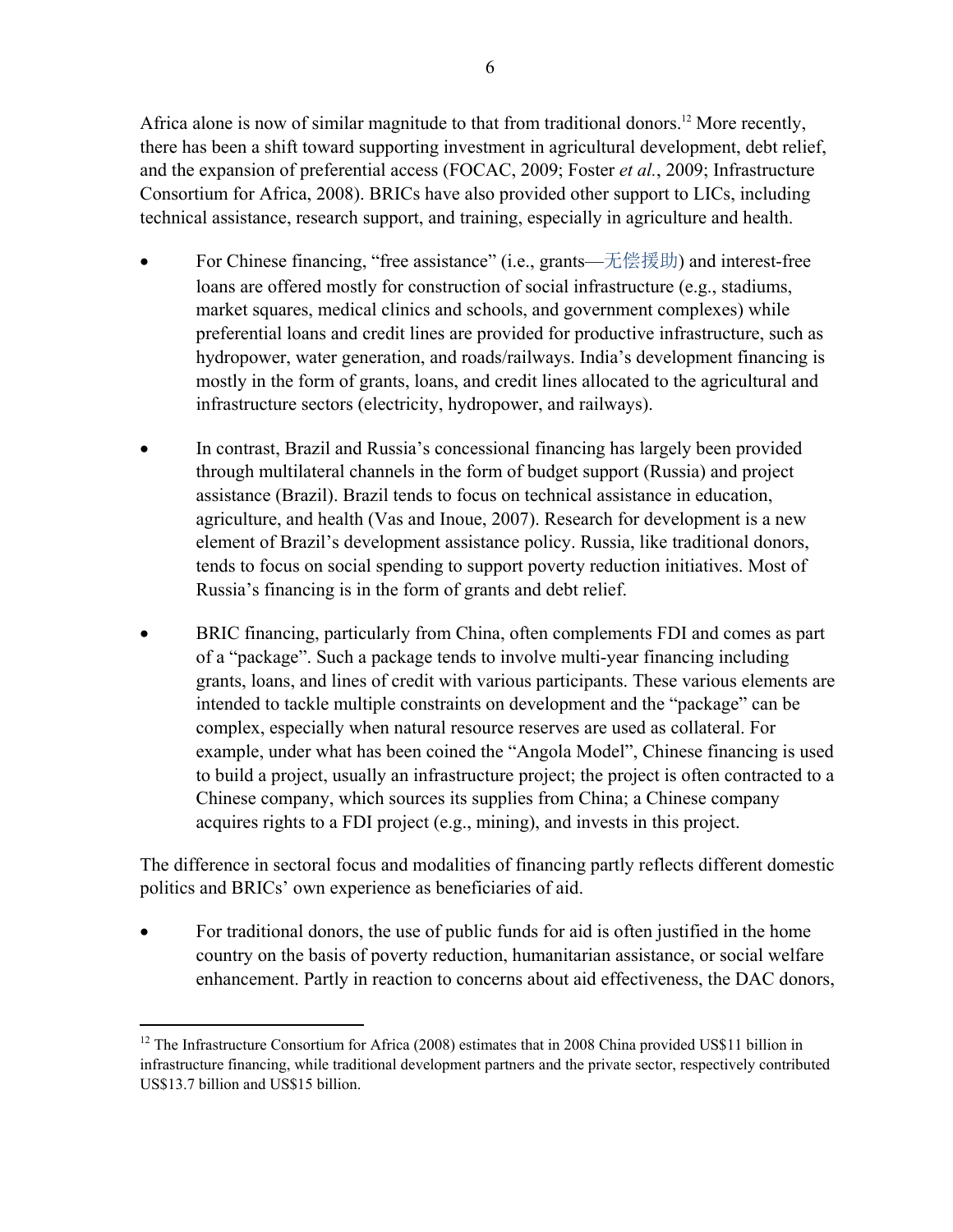Africa alone is now of similar magnitude to that from traditional donors.[12] More recently, there has been a shift toward supporting investment in agricultural development, debt relief, and the expansion of preferential access (FOCAC, 2009; Foster *et al.*, 2009; Infrastructure Consortium for Africa, 2008). BRICs have also provided other support to LICs, including technical assistance, research support, and training, especially in agriculture and health.

- For Chinese financing, "free assistance" (i.e., grants—无偿援助) and interest-free loans are offered mostly for construction of social infrastructure (e.g., stadiums, market squares, medical clinics and schools, and government complexes) while preferential loans and credit lines are provided for productive infrastructure, such as hydropower, water generation, and roads/railways. India's development financing is mostly in the form of grants, loans, and credit lines allocated to the agricultural and infrastructure sectors (electricity, hydropower, and railways).

- In contrast, Brazil and Russia's concessional financing has largely been provided through multilateral channels in the form of budget support (Russia) and project assistance (Brazil). Brazil tends to focus on technical assistance in education, agriculture, and health (Vas and Inoue, 2007). Research for development is a new element of Brazil's development assistance policy. Russia, like traditional donors, tends to focus on social spending to support poverty reduction initiatives. Most of Russia's financing is in the form of grants and debt relief.

- BRIC financing, particularly from China, often complements FDI and comes as part of a "package". Such a package tends to involve multi-year financing including grants, loans, and lines of credit with various participants. These various elements are intended to tackle multiple constraints on development and the "package" can be complex, especially when natural resource reserves are used as collateral. For example, under what has been coined the "Angola Model", Chinese financing is used to build a project, usually an infrastructure project; the project is often contracted to a Chinese company, which sources its supplies from China; a Chinese company acquires rights to a FDI project (e.g., mining), and invests in this project.

The difference in sectoral focus and modalities of financing partly reflects different domestic politics and BRICs' own experience as beneficiaries of aid.

- For traditional donors, the use of public funds for aid is often justified in the home country on the basis of poverty reduction, humanitarian assistance, or social welfare enhancement. Partly in reaction to concerns about aid effectiveness, the DAC donors,

[12] The Infrastructure Consortium for Africa (2008) estimates that in 2008 China provided US$11 billion in infrastructure financing, while traditional development partners and the private sector, respectively contributed US$13.7 billion and US$15 billion.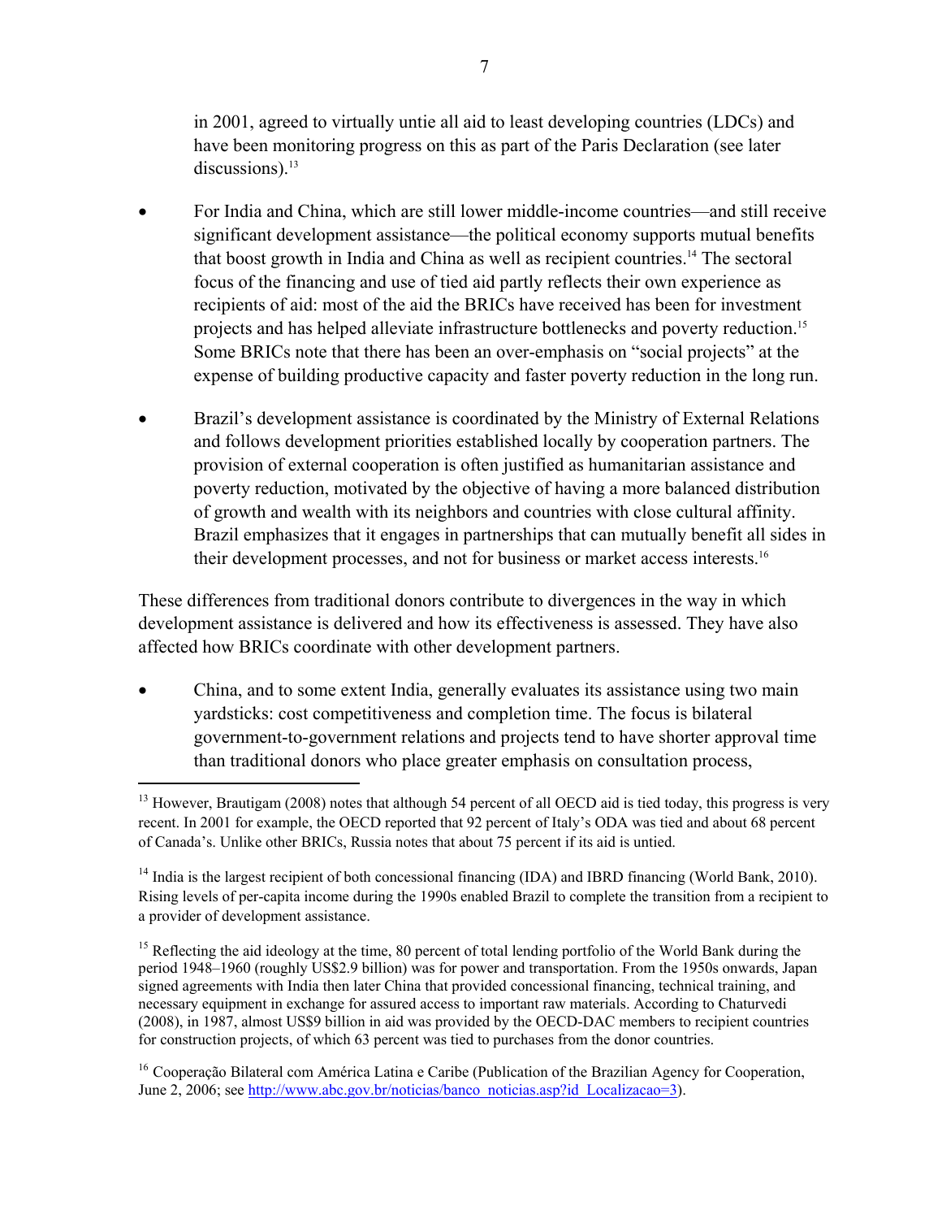in 2001, agreed to virtually untie all aid to least developing countries (LDCs) and have been monitoring progress on this as part of the Paris Declaration (see later discussions).[13]

- For India and China, which are still lower middle-income countries—and still receive significant development assistance—the political economy supports mutual benefits that boost growth in India and China as well as recipient countries.[14] The sectoral focus of the financing and use of tied aid partly reflects their own experience as recipients of aid: most of the aid the BRICs have received has been for investment projects and has helped alleviate infrastructure bottlenecks and poverty reduction.[15] Some BRICs note that there has been an over-emphasis on "social projects" at the expense of building productive capacity and faster poverty reduction in the long run.

- Brazil's development assistance is coordinated by the Ministry of External Relations and follows development priorities established locally by cooperation partners. The provision of external cooperation is often justified as humanitarian assistance and poverty reduction, motivated by the objective of having a more balanced distribution of growth and wealth with its neighbors and countries with close cultural affinity. Brazil emphasizes that it engages in partnerships that can mutually benefit all sides in their development processes, and not for business or market access interests.[16]

These differences from traditional donors contribute to divergences in the way in which development assistance is delivered and how its effectiveness is assessed. They have also affected how BRICs coordinate with other development partners.

- China, and to some extent India, generally evaluates its assistance using two main yardsticks: cost competitiveness and completion time. The focus is bilateral government-to-government relations and projects tend to have shorter approval time than traditional donors who place greater emphasis on consultation process,

---

[13] However, Brautigam (2008) notes that although 54 percent of all OECD aid is tied today, this progress is very recent. In 2001 for example, the OECD reported that 92 percent of Italy's ODA was tied and about 68 percent of Canada's. Unlike other BRICs, Russia notes that about 75 percent if its aid is untied.

[14] India is the largest recipient of both concessional financing (IDA) and IBRD financing (World Bank, 2010). Rising levels of per-capita income during the 1990s enabled Brazil to complete the transition from a recipient to a provider of development assistance.

[15] Reflecting the aid ideology at the time, 80 percent of total lending portfolio of the World Bank during the period 1948–1960 (roughly US$2.9 billion) was for power and transportation. From the 1950s onwards, Japan signed agreements with India then later China that provided concessional financing, technical training, and necessary equipment in exchange for assured access to important raw materials. According to Chaturvedi (2008), in 1987, almost US$9 billion in aid was provided by the OECD-DAC members to recipient countries for construction projects, of which 63 percent was tied to purchases from the donor countries.

[16] Cooperação Bilateral com América Latina e Caribe (Publication of the Brazilian Agency for Cooperation, June 2, 2006; see http://www.abc.gov.br/noticias/banco_noticias.asp?id_Localizacao=3).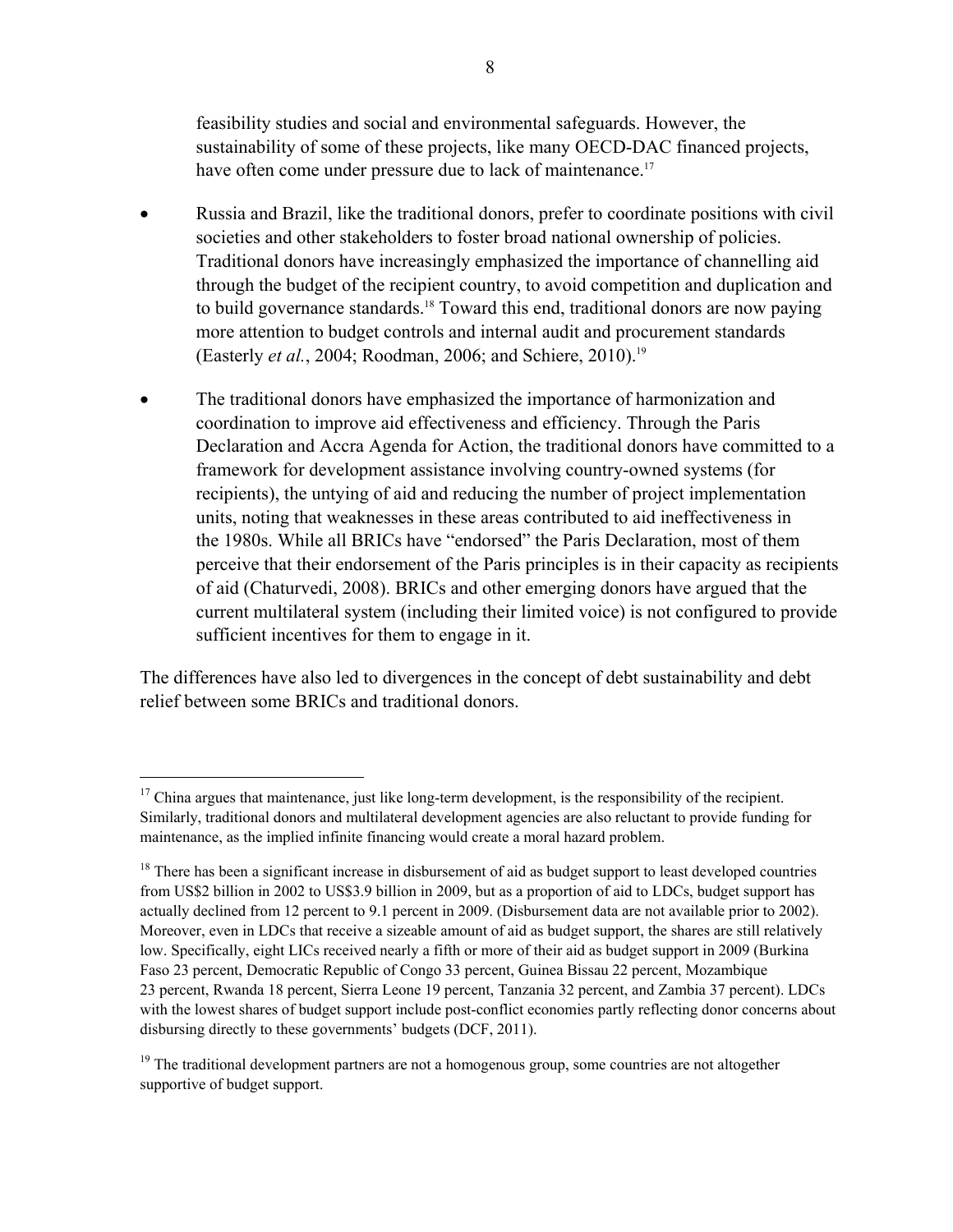feasibility studies and social and environmental safeguards. However, the sustainability of some of these projects, like many OECD-DAC financed projects, have often come under pressure due to lack of maintenance.[17]

- Russia and Brazil, like the traditional donors, prefer to coordinate positions with civil societies and other stakeholders to foster broad national ownership of policies. Traditional donors have increasingly emphasized the importance of channelling aid through the budget of the recipient country, to avoid competition and duplication and to build governance standards.[18] Toward this end, traditional donors are now paying more attention to budget controls and internal audit and procurement standards (Easterly *et al.*, 2004; Roodman, 2006; and Schiere, 2010).[19]

- The traditional donors have emphasized the importance of harmonization and coordination to improve aid effectiveness and efficiency. Through the Paris Declaration and Accra Agenda for Action, the traditional donors have committed to a framework for development assistance involving country-owned systems (for recipients), the untying of aid and reducing the number of project implementation units, noting that weaknesses in these areas contributed to aid ineffectiveness in the 1980s. While all BRICs have "endorsed" the Paris Declaration, most of them perceive that their endorsement of the Paris principles is in their capacity as recipients of aid (Chaturvedi, 2008). BRICs and other emerging donors have argued that the current multilateral system (including their limited voice) is not configured to provide sufficient incentives for them to engage in it.

The differences have also led to divergences in the concept of debt sustainability and debt relief between some BRICs and traditional donors.

---

[17] China argues that maintenance, just like long-term development, is the responsibility of the recipient. Similarly, traditional donors and multilateral development agencies are also reluctant to provide funding for maintenance, as the implied infinite financing would create a moral hazard problem.

[18] There has been a significant increase in disbursement of aid as budget support to least developed countries from US$2 billion in 2002 to US$3.9 billion in 2009, but as a proportion of aid to LDCs, budget support has actually declined from 12 percent to 9.1 percent in 2009. (Disbursement data are not available prior to 2002). Moreover, even in LDCs that receive a sizeable amount of aid as budget support, the shares are still relatively low. Specifically, eight LICs received nearly a fifth or more of their aid as budget support in 2009 (Burkina Faso 23 percent, Democratic Republic of Congo 33 percent, Guinea Bissau 22 percent, Mozambique 23 percent, Rwanda 18 percent, Sierra Leone 19 percent, Tanzania 32 percent, and Zambia 37 percent). LDCs with the lowest shares of budget support include post-conflict economies partly reflecting donor concerns about disbursing directly to these governments' budgets (DCF, 2011).

[19] The traditional development partners are not a homogenous group, some countries are not altogether supportive of budget support.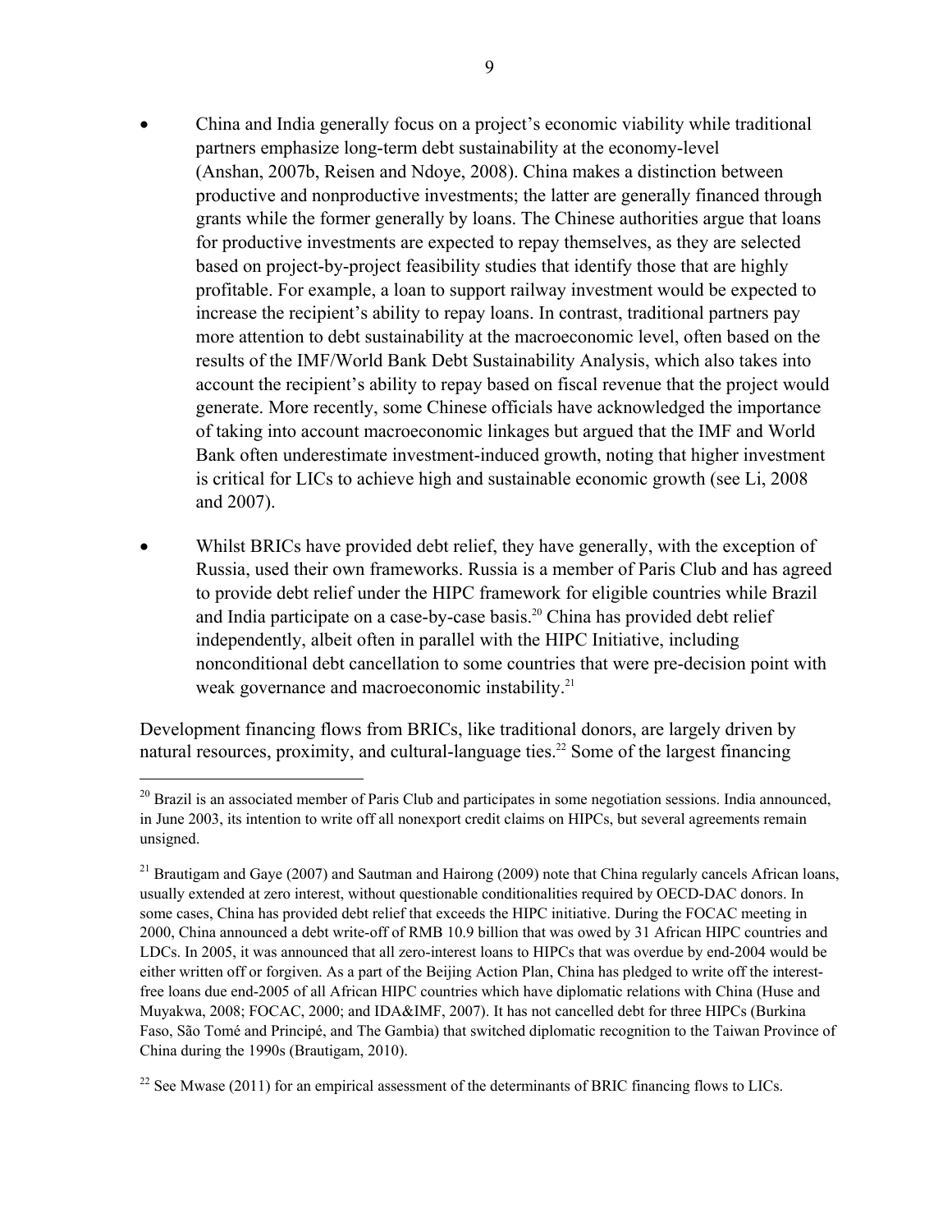- China and India generally focus on a project's economic viability while traditional partners emphasize long-term debt sustainability at the economy-level (Anshan, 2007b, Reisen and Ndoye, 2008). China makes a distinction between productive and nonproductive investments; the latter are generally financed through grants while the former generally by loans. The Chinese authorities argue that loans for productive investments are expected to repay themselves, as they are selected based on project-by-project feasibility studies that identify those that are highly profitable. For example, a loan to support railway investment would be expected to increase the recipient's ability to repay loans. In contrast, traditional partners pay more attention to debt sustainability at the macroeconomic level, often based on the results of the IMF/World Bank Debt Sustainability Analysis, which also takes into account the recipient's ability to repay based on fiscal revenue that the project would generate. More recently, some Chinese officials have acknowledged the importance of taking into account macroeconomic linkages but argued that the IMF and World Bank often underestimate investment-induced growth, noting that higher investment is critical for LICs to achieve high and sustainable economic growth (see Li, 2008 and 2007).

- Whilst BRICs have provided debt relief, they have generally, with the exception of Russia, used their own frameworks. Russia is a member of Paris Club and has agreed to provide debt relief under the HIPC framework for eligible countries while Brazil and India participate on a case-by-case basis.[20] China has provided debt relief independently, albeit often in parallel with the HIPC Initiative, including nonconditional debt cancellation to some countries that were pre-decision point with weak governance and macroeconomic instability.[21]

Development financing flows from BRICs, like traditional donors, are largely driven by natural resources, proximity, and cultural-language ties.[22] Some of the largest financing

[20] Brazil is an associated member of Paris Club and participates in some negotiation sessions. India announced, in June 2003, its intention to write off all nonexport credit claims on HIPCs, but several agreements remain unsigned.

[21] Brautigam and Gaye (2007) and Sautman and Hairong (2009) note that China regularly cancels African loans, usually extended at zero interest, without questionable conditionalities required by OECD-DAC donors. In some cases, China has provided debt relief that exceeds the HIPC initiative. During the FOCAC meeting in 2000, China announced a debt write-off of RMB 10.9 billion that was owed by 31 African HIPC countries and LDCs. In 2005, it was announced that all zero-interest loans to HIPCs that was overdue by end-2004 would be either written off or forgiven. As a part of the Beijing Action Plan, China has pledged to write off the interest-free loans due end-2005 of all African HIPC countries which have diplomatic relations with China (Huse and Muyakwa, 2008; FOCAC, 2000; and IDA&IMF, 2007). It has not cancelled debt for three HIPCs (Burkina Faso, São Tomé and Principé, and The Gambia) that switched diplomatic recognition to the Taiwan Province of China during the 1990s (Brautigam, 2010).

[22] See Mwase (2011) for an empirical assessment of the determinants of BRIC financing flows to LICs.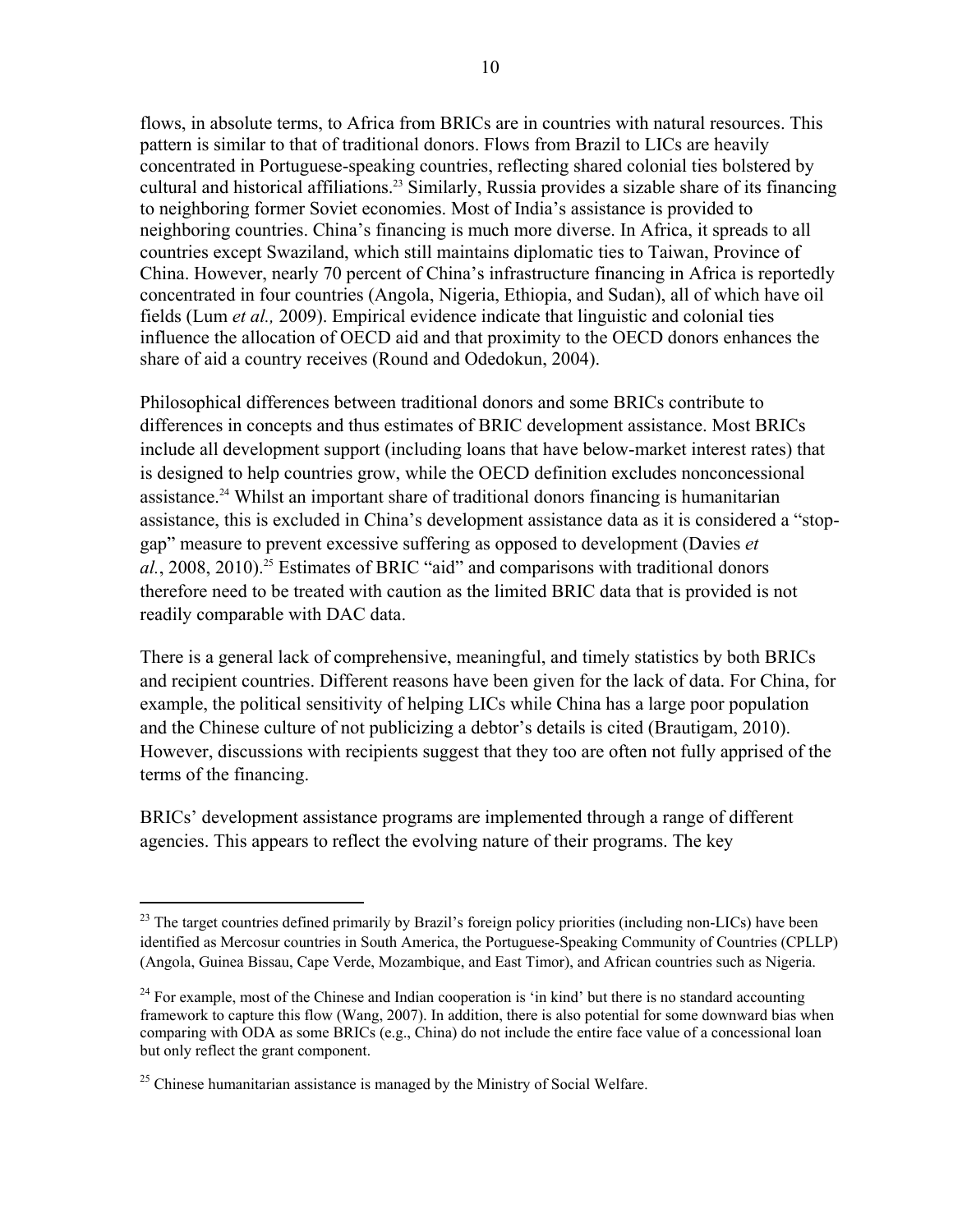flows, in absolute terms, to Africa from BRICs are in countries with natural resources. This pattern is similar to that of traditional donors. Flows from Brazil to LICs are heavily concentrated in Portuguese-speaking countries, reflecting shared colonial ties bolstered by cultural and historical affiliations.[23] Similarly, Russia provides a sizable share of its financing to neighboring former Soviet economies. Most of India's assistance is provided to neighboring countries. China's financing is much more diverse. In Africa, it spreads to all countries except Swaziland, which still maintains diplomatic ties to Taiwan, Province of China. However, nearly 70 percent of China's infrastructure financing in Africa is reportedly concentrated in four countries (Angola, Nigeria, Ethiopia, and Sudan), all of which have oil fields (Lum *et al.,* 2009). Empirical evidence indicate that linguistic and colonial ties influence the allocation of OECD aid and that proximity to the OECD donors enhances the share of aid a country receives (Round and Odedokun, 2004).

Philosophical differences between traditional donors and some BRICs contribute to differences in concepts and thus estimates of BRIC development assistance. Most BRICs include all development support (including loans that have below-market interest rates) that is designed to help countries grow, while the OECD definition excludes nonconcessional assistance.[24] Whilst an important share of traditional donors financing is humanitarian assistance, this is excluded in China's development assistance data as it is considered a "stop-gap" measure to prevent excessive suffering as opposed to development (Davies *et al.*, 2008, 2010).[25] Estimates of BRIC "aid" and comparisons with traditional donors therefore need to be treated with caution as the limited BRIC data that is provided is not readily comparable with DAC data.

There is a general lack of comprehensive, meaningful, and timely statistics by both BRICs and recipient countries. Different reasons have been given for the lack of data. For China, for example, the political sensitivity of helping LICs while China has a large poor population and the Chinese culture of not publicizing a debtor's details is cited (Brautigam, 2010). However, discussions with recipients suggest that they too are often not fully apprised of the terms of the financing.

BRICs' development assistance programs are implemented through a range of different agencies. This appears to reflect the evolving nature of their programs. The key

---

[23] The target countries defined primarily by Brazil's foreign policy priorities (including non-LICs) have been identified as Mercosur countries in South America, the Portuguese-Speaking Community of Countries (CPLLP) (Angola, Guinea Bissau, Cape Verde, Mozambique, and East Timor), and African countries such as Nigeria.

[24] For example, most of the Chinese and Indian cooperation is 'in kind' but there is no standard accounting framework to capture this flow (Wang, 2007). In addition, there is also potential for some downward bias when comparing with ODA as some BRICs (e.g., China) do not include the entire face value of a concessional loan but only reflect the grant component.

[25] Chinese humanitarian assistance is managed by the Ministry of Social Welfare.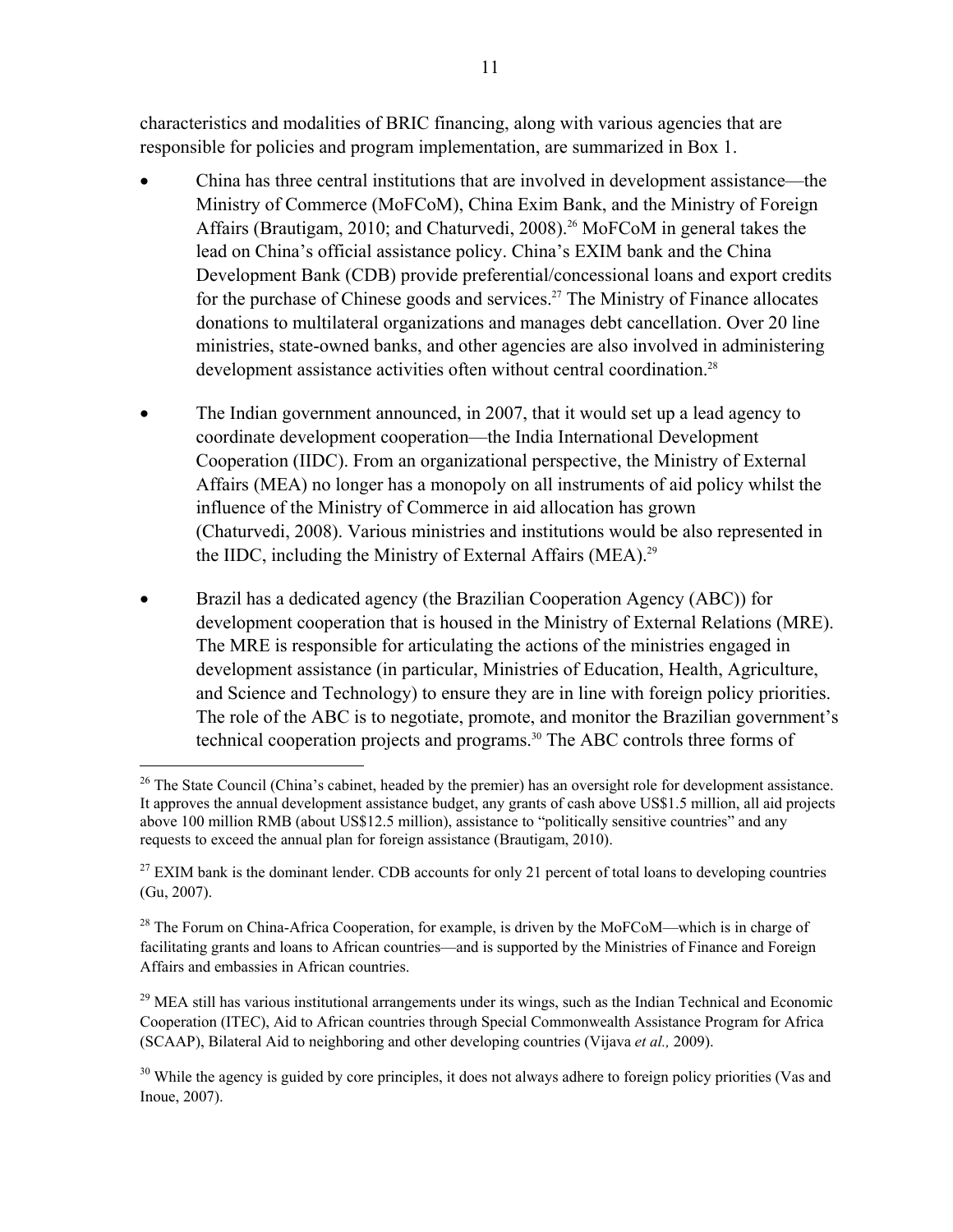characteristics and modalities of BRIC financing, along with various agencies that are responsible for policies and program implementation, are summarized in Box 1.

- China has three central institutions that are involved in development assistance—the Ministry of Commerce (MoFCoM), China Exim Bank, and the Ministry of Foreign Affairs (Brautigam, 2010; and Chaturvedi, 2008).[26] MoFCoM in general takes the lead on China's official assistance policy. China's EXIM bank and the China Development Bank (CDB) provide preferential/concessional loans and export credits for the purchase of Chinese goods and services.[27] The Ministry of Finance allocates donations to multilateral organizations and manages debt cancellation. Over 20 line ministries, state-owned banks, and other agencies are also involved in administering development assistance activities often without central coordination.[28]

- The Indian government announced, in 2007, that it would set up a lead agency to coordinate development cooperation—the India International Development Cooperation (IIDC). From an organizational perspective, the Ministry of External Affairs (MEA) no longer has a monopoly on all instruments of aid policy whilst the influence of the Ministry of Commerce in aid allocation has grown (Chaturvedi, 2008). Various ministries and institutions would be also represented in the IIDC, including the Ministry of External Affairs (MEA).[29]

- Brazil has a dedicated agency (the Brazilian Cooperation Agency (ABC)) for development cooperation that is housed in the Ministry of External Relations (MRE). The MRE is responsible for articulating the actions of the ministries engaged in development assistance (in particular, Ministries of Education, Health, Agriculture, and Science and Technology) to ensure they are in line with foreign policy priorities. The role of the ABC is to negotiate, promote, and monitor the Brazilian government's technical cooperation projects and programs.[30] The ABC controls three forms of

---

[26] The State Council (China's cabinet, headed by the premier) has an oversight role for development assistance. It approves the annual development assistance budget, any grants of cash above US$1.5 million, all aid projects above 100 million RMB (about US$12.5 million), assistance to "politically sensitive countries" and any requests to exceed the annual plan for foreign assistance (Brautigam, 2010).

[27] EXIM bank is the dominant lender. CDB accounts for only 21 percent of total loans to developing countries (Gu, 2007).

[28] The Forum on China-Africa Cooperation, for example, is driven by the MoFCoM—which is in charge of facilitating grants and loans to African countries—and is supported by the Ministries of Finance and Foreign Affairs and embassies in African countries.

[29] MEA still has various institutional arrangements under its wings, such as the Indian Technical and Economic Cooperation (ITEC), Aid to African countries through Special Commonwealth Assistance Program for Africa (SCAAP), Bilateral Aid to neighboring and other developing countries (Vijava *et al.,* 2009).

[30] While the agency is guided by core principles, it does not always adhere to foreign policy priorities (Vas and Inoue, 2007).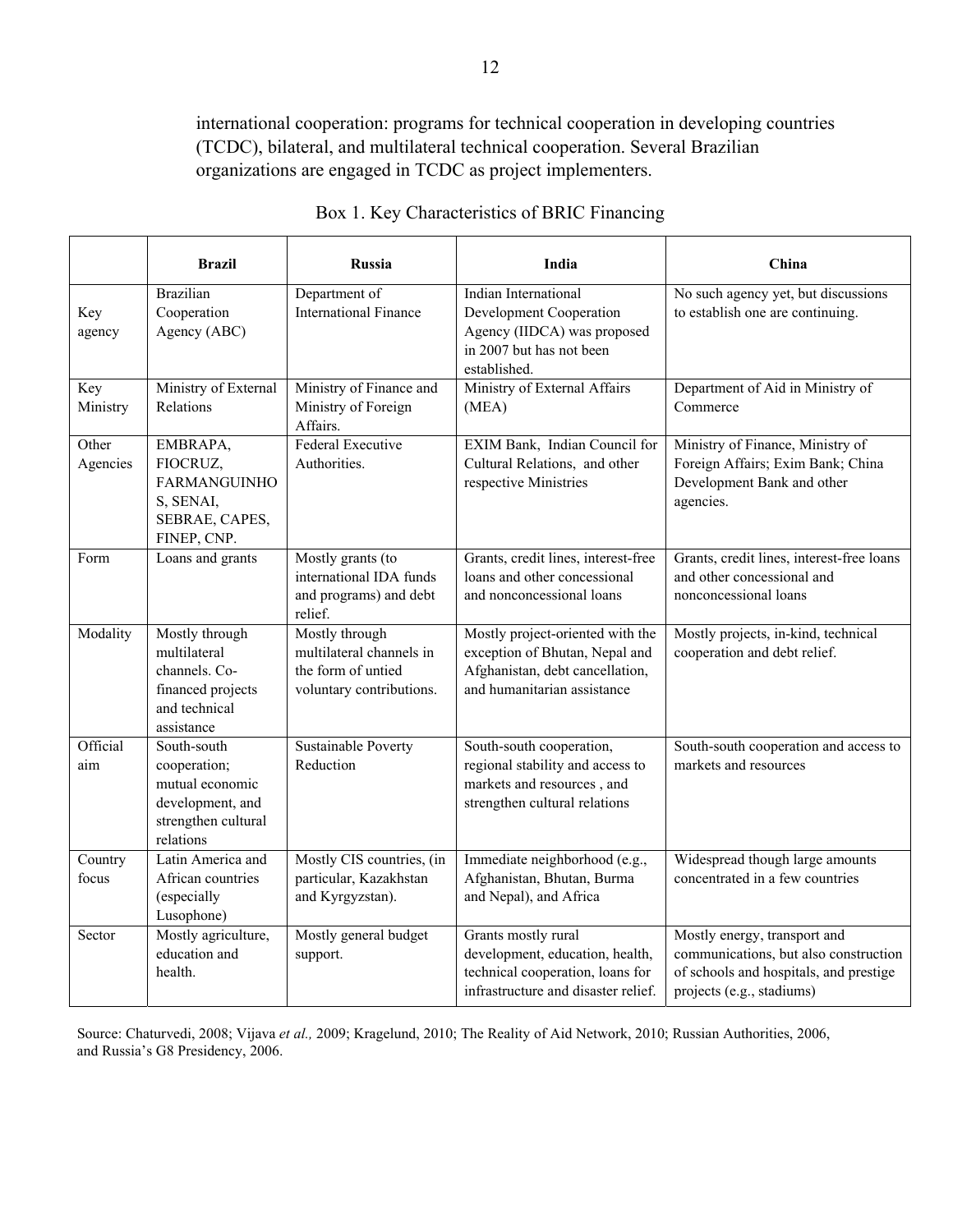international cooperation: programs for technical cooperation in developing countries (TCDC), bilateral, and multilateral technical cooperation. Several Brazilian organizations are engaged in TCDC as project implementers.

Box 1. Key Characteristics of BRIC Financing

| | **Brazil** | **Russia** | **India** | **China** |
|---|---|---|---|---|
| Key agency | Brazilian Cooperation Agency (ABC) | Department of International Finance | Indian International Development Cooperation Agency (IIDCA) was proposed in 2007 but has not been established. | No such agency yet, but discussions to establish one are continuing. |
| Key Ministry | Ministry of External Relations | Ministry of Finance and Ministry of Foreign Affairs. | Ministry of External Affairs (MEA) | Department of Aid in Ministry of Commerce |
| Other Agencies | EMBRAPA, FIOCRUZ, FARMANGUINHOS, SENAI, SEBRAE, CAPES, FINEP, CNP. | Federal Executive Authorities. | EXIM Bank, Indian Council for Cultural Relations, and other respective Ministries | Ministry of Finance, Ministry of Foreign Affairs; Exim Bank; China Development Bank and other agencies. |
| Form | Loans and grants | Mostly grants (to international IDA funds and programs) and debt relief. | Grants, credit lines, interest-free loans and other concessional and nonconcessional loans | Grants, credit lines, interest-free loans and other concessional and nonconcessional loans |
| Modality | Mostly through multilateral channels. Co-financed projects and technical assistance | Mostly through multilateral channels in the form of untied voluntary contributions. | Mostly project-oriented with the exception of Bhutan, Nepal and Afghanistan, debt cancellation, and humanitarian assistance | Mostly projects, in-kind, technical cooperation and debt relief. |
| Official aim | South-south cooperation; mutual economic development, and strengthen cultural relations | Sustainable Poverty Reduction | South-south cooperation, regional stability and access to markets and resources , and strengthen cultural relations | South-south cooperation and access to markets and resources |
| Country focus | Latin America and African countries (especially Lusophone) | Mostly CIS countries, (in particular, Kazakhstan and Kyrgyzstan). | Immediate neighborhood (e.g., Afghanistan, Bhutan, Burma and Nepal), and Africa | Widespread though large amounts concentrated in a few countries |
| Sector | Mostly agriculture, education and health. | Mostly general budget support. | Grants mostly rural development, education, health, technical cooperation, loans for infrastructure and disaster relief. | Mostly energy, transport and communications, but also construction of schools and hospitals, and prestige projects (e.g., stadiums) |

Source: Chaturvedi, 2008; Vijava *et al.,* 2009; Kragelund, 2010; The Reality of Aid Network, 2010; Russian Authorities, 2006, and Russia's G8 Presidency, 2006.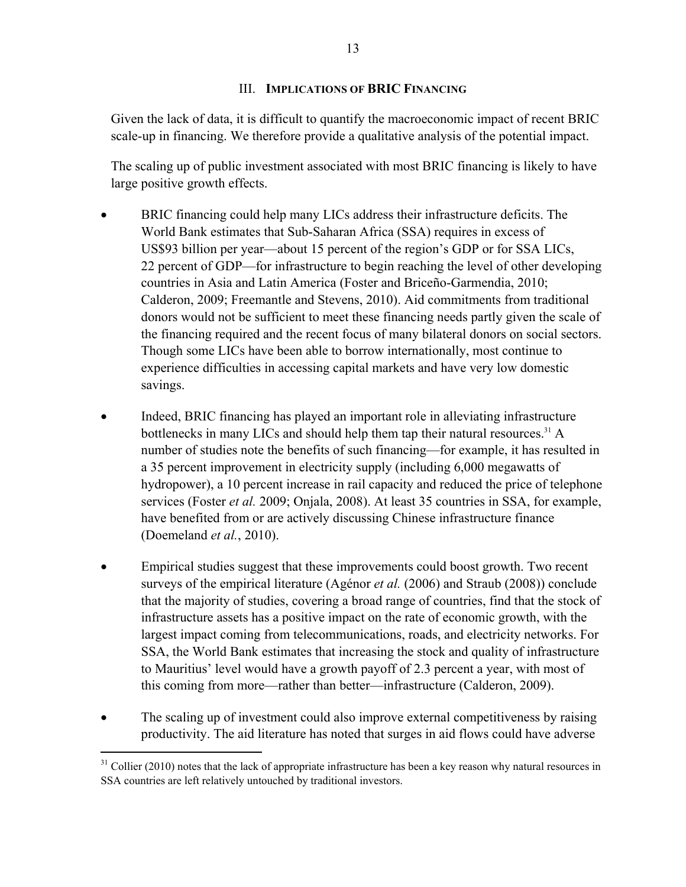## III. IMPLICATIONS OF BRIC FINANCING

Given the lack of data, it is difficult to quantify the macroeconomic impact of recent BRIC scale-up in financing. We therefore provide a qualitative analysis of the potential impact.

The scaling up of public investment associated with most BRIC financing is likely to have large positive growth effects.

- BRIC financing could help many LICs address their infrastructure deficits. The World Bank estimates that Sub-Saharan Africa (SSA) requires in excess of US$93 billion per year—about 15 percent of the region's GDP or for SSA LICs, 22 percent of GDP—for infrastructure to begin reaching the level of other developing countries in Asia and Latin America (Foster and Briceño-Garmendia, 2010; Calderon, 2009; Freemantle and Stevens, 2010). Aid commitments from traditional donors would not be sufficient to meet these financing needs partly given the scale of the financing required and the recent focus of many bilateral donors on social sectors. Though some LICs have been able to borrow internationally, most continue to experience difficulties in accessing capital markets and have very low domestic savings.

- Indeed, BRIC financing has played an important role in alleviating infrastructure bottlenecks in many LICs and should help them tap their natural resources.[31] A number of studies note the benefits of such financing—for example, it has resulted in a 35 percent improvement in electricity supply (including 6,000 megawatts of hydropower), a 10 percent increase in rail capacity and reduced the price of telephone services (Foster *et al.* 2009; Onjala, 2008). At least 35 countries in SSA, for example, have benefited from or are actively discussing Chinese infrastructure finance (Doemeland *et al.*, 2010).

- Empirical studies suggest that these improvements could boost growth. Two recent surveys of the empirical literature (Agénor *et al.* (2006) and Straub (2008)) conclude that the majority of studies, covering a broad range of countries, find that the stock of infrastructure assets has a positive impact on the rate of economic growth, with the largest impact coming from telecommunications, roads, and electricity networks. For SSA, the World Bank estimates that increasing the stock and quality of infrastructure to Mauritius' level would have a growth payoff of 2.3 percent a year, with most of this coming from more—rather than better—infrastructure (Calderon, 2009).

- The scaling up of investment could also improve external competitiveness by raising productivity. The aid literature has noted that surges in aid flows could have adverse

---

[31] Collier (2010) notes that the lack of appropriate infrastructure has been a key reason why natural resources in SSA countries are left relatively untouched by traditional investors.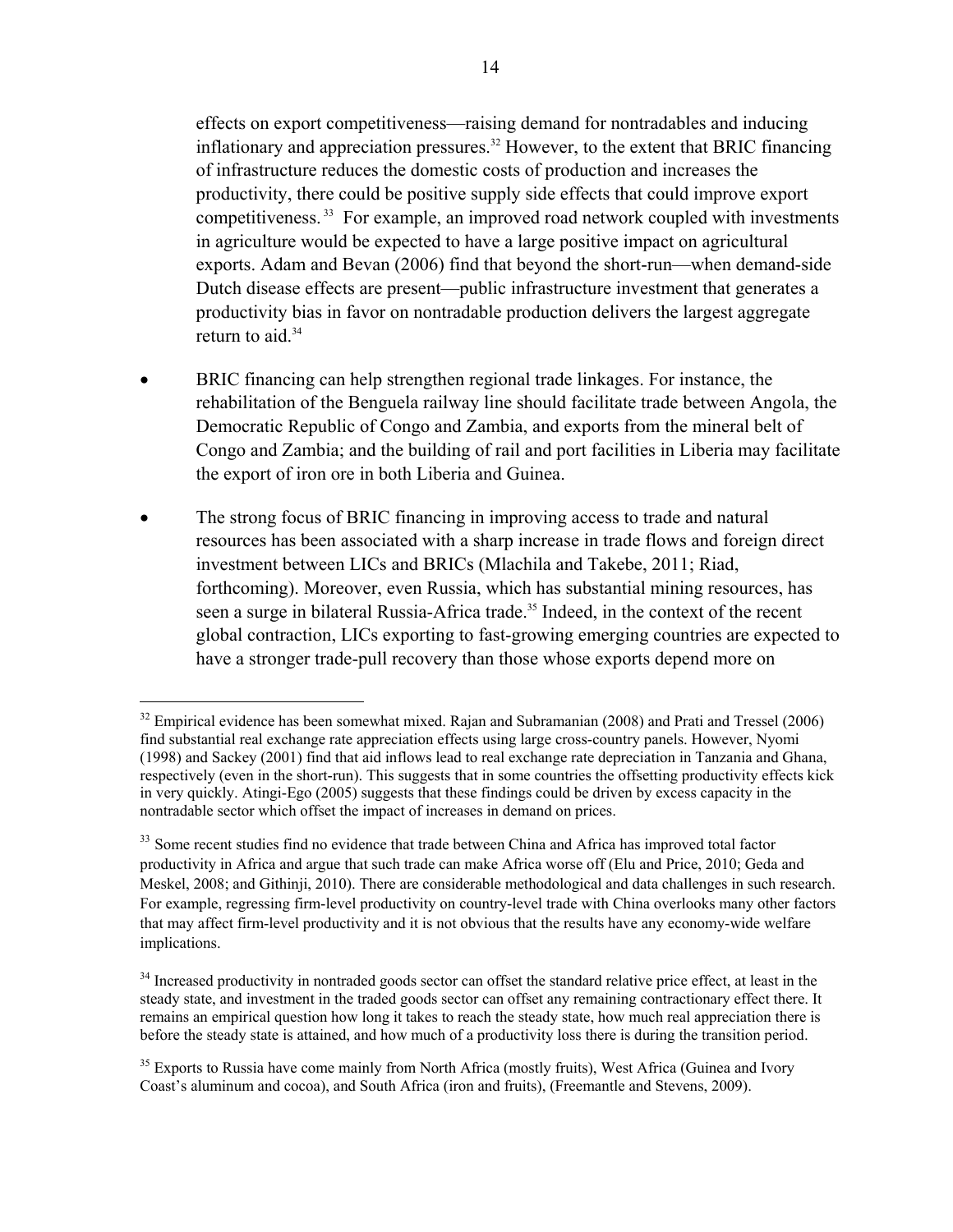effects on export competitiveness—raising demand for nontradables and inducing inflationary and appreciation pressures.[32] However, to the extent that BRIC financing of infrastructure reduces the domestic costs of production and increases the productivity, there could be positive supply side effects that could improve export competitiveness.[33] For example, an improved road network coupled with investments in agriculture would be expected to have a large positive impact on agricultural exports. Adam and Bevan (2006) find that beyond the short-run—when demand-side Dutch disease effects are present—public infrastructure investment that generates a productivity bias in favor on nontradable production delivers the largest aggregate return to aid.[34]

- BRIC financing can help strengthen regional trade linkages. For instance, the rehabilitation of the Benguela railway line should facilitate trade between Angola, the Democratic Republic of Congo and Zambia, and exports from the mineral belt of Congo and Zambia; and the building of rail and port facilities in Liberia may facilitate the export of iron ore in both Liberia and Guinea.

- The strong focus of BRIC financing in improving access to trade and natural resources has been associated with a sharp increase in trade flows and foreign direct investment between LICs and BRICs (Mlachila and Takebe, 2011; Riad, forthcoming). Moreover, even Russia, which has substantial mining resources, has seen a surge in bilateral Russia-Africa trade.[35] Indeed, in the context of the recent global contraction, LICs exporting to fast-growing emerging countries are expected to have a stronger trade-pull recovery than those whose exports depend more on

[32] Empirical evidence has been somewhat mixed. Rajan and Subramanian (2008) and Prati and Tressel (2006) find substantial real exchange rate appreciation effects using large cross-country panels. However, Nyomi (1998) and Sackey (2001) find that aid inflows lead to real exchange rate depreciation in Tanzania and Ghana, respectively (even in the short-run). This suggests that in some countries the offsetting productivity effects kick in very quickly. Atingi-Ego (2005) suggests that these findings could be driven by excess capacity in the nontradable sector which offset the impact of increases in demand on prices.

[33] Some recent studies find no evidence that trade between China and Africa has improved total factor productivity in Africa and argue that such trade can make Africa worse off (Elu and Price, 2010; Geda and Meskel, 2008; and Githinji, 2010). There are considerable methodological and data challenges in such research. For example, regressing firm-level productivity on country-level trade with China overlooks many other factors that may affect firm-level productivity and it is not obvious that the results have any economy-wide welfare implications.

[34] Increased productivity in nontraded goods sector can offset the standard relative price effect, at least in the steady state, and investment in the traded goods sector can offset any remaining contractionary effect there. It remains an empirical question how long it takes to reach the steady state, how much real appreciation there is before the steady state is attained, and how much of a productivity loss there is during the transition period.

[35] Exports to Russia have come mainly from North Africa (mostly fruits), West Africa (Guinea and Ivory Coast's aluminum and cocoa), and South Africa (iron and fruits), (Freemantle and Stevens, 2009).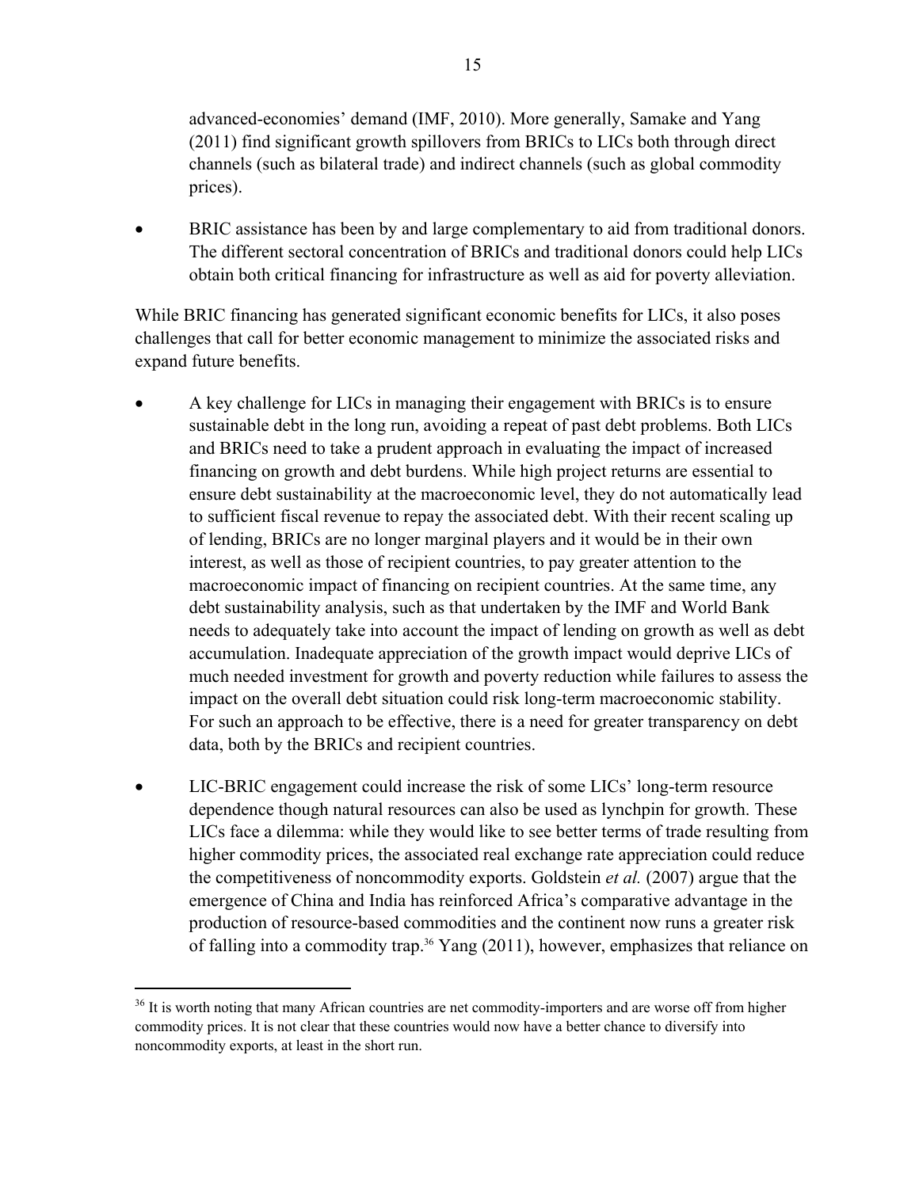advanced-economies' demand (IMF, 2010). More generally, Samake and Yang (2011) find significant growth spillovers from BRICs to LICs both through direct channels (such as bilateral trade) and indirect channels (such as global commodity prices).

- BRIC assistance has been by and large complementary to aid from traditional donors. The different sectoral concentration of BRICs and traditional donors could help LICs obtain both critical financing for infrastructure as well as aid for poverty alleviation.

While BRIC financing has generated significant economic benefits for LICs, it also poses challenges that call for better economic management to minimize the associated risks and expand future benefits.

- A key challenge for LICs in managing their engagement with BRICs is to ensure sustainable debt in the long run, avoiding a repeat of past debt problems. Both LICs and BRICs need to take a prudent approach in evaluating the impact of increased financing on growth and debt burdens. While high project returns are essential to ensure debt sustainability at the macroeconomic level, they do not automatically lead to sufficient fiscal revenue to repay the associated debt. With their recent scaling up of lending, BRICs are no longer marginal players and it would be in their own interest, as well as those of recipient countries, to pay greater attention to the macroeconomic impact of financing on recipient countries. At the same time, any debt sustainability analysis, such as that undertaken by the IMF and World Bank needs to adequately take into account the impact of lending on growth as well as debt accumulation. Inadequate appreciation of the growth impact would deprive LICs of much needed investment for growth and poverty reduction while failures to assess the impact on the overall debt situation could risk long-term macroeconomic stability. For such an approach to be effective, there is a need for greater transparency on debt data, both by the BRICs and recipient countries.

- LIC-BRIC engagement could increase the risk of some LICs' long-term resource dependence though natural resources can also be used as lynchpin for growth. These LICs face a dilemma: while they would like to see better terms of trade resulting from higher commodity prices, the associated real exchange rate appreciation could reduce the competitiveness of noncommodity exports. Goldstein *et al.* (2007) argue that the emergence of China and India has reinforced Africa's comparative advantage in the production of resource-based commodities and the continent now runs a greater risk of falling into a commodity trap.[36] Yang (2011), however, emphasizes that reliance on

[36] It is worth noting that many African countries are net commodity-importers and are worse off from higher commodity prices. It is not clear that these countries would now have a better chance to diversify into noncommodity exports, at least in the short run.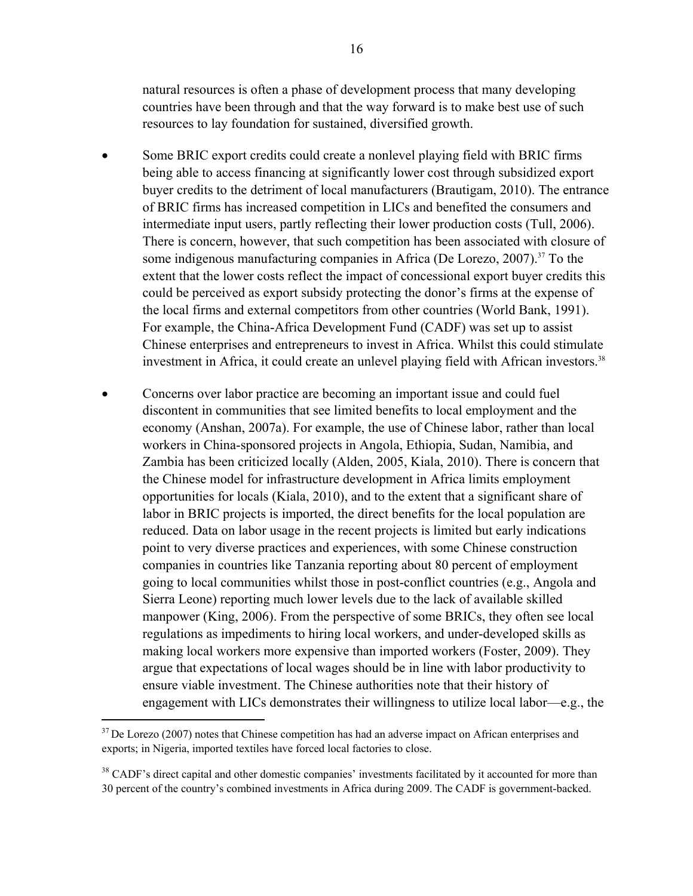natural resources is often a phase of development process that many developing countries have been through and that the way forward is to make best use of such resources to lay foundation for sustained, diversified growth.

- Some BRIC export credits could create a nonlevel playing field with BRIC firms being able to access financing at significantly lower cost through subsidized export buyer credits to the detriment of local manufacturers (Brautigam, 2010). The entrance of BRIC firms has increased competition in LICs and benefited the consumers and intermediate input users, partly reflecting their lower production costs (Tull, 2006). There is concern, however, that such competition has been associated with closure of some indigenous manufacturing companies in Africa (De Lorezo, 2007).[37] To the extent that the lower costs reflect the impact of concessional export buyer credits this could be perceived as export subsidy protecting the donor's firms at the expense of the local firms and external competitors from other countries (World Bank, 1991). For example, the China-Africa Development Fund (CADF) was set up to assist Chinese enterprises and entrepreneurs to invest in Africa. Whilst this could stimulate investment in Africa, it could create an unlevel playing field with African investors.[38]

- Concerns over labor practice are becoming an important issue and could fuel discontent in communities that see limited benefits to local employment and the economy (Anshan, 2007a). For example, the use of Chinese labor, rather than local workers in China-sponsored projects in Angola, Ethiopia, Sudan, Namibia, and Zambia has been criticized locally (Alden, 2005, Kiala, 2010). There is concern that the Chinese model for infrastructure development in Africa limits employment opportunities for locals (Kiala, 2010), and to the extent that a significant share of labor in BRIC projects is imported, the direct benefits for the local population are reduced. Data on labor usage in the recent projects is limited but early indications point to very diverse practices and experiences, with some Chinese construction companies in countries like Tanzania reporting about 80 percent of employment going to local communities whilst those in post-conflict countries (e.g., Angola and Sierra Leone) reporting much lower levels due to the lack of available skilled manpower (King, 2006). From the perspective of some BRICs, they often see local regulations as impediments to hiring local workers, and under-developed skills as making local workers more expensive than imported workers (Foster, 2009). They argue that expectations of local wages should be in line with labor productivity to ensure viable investment. The Chinese authorities note that their history of engagement with LICs demonstrates their willingness to utilize local labor—e.g., the

---

[37] De Lorezo (2007) notes that Chinese competition has had an adverse impact on African enterprises and exports; in Nigeria, imported textiles have forced local factories to close.

[38] CADF's direct capital and other domestic companies' investments facilitated by it accounted for more than 30 percent of the country's combined investments in Africa during 2009. The CADF is government-backed.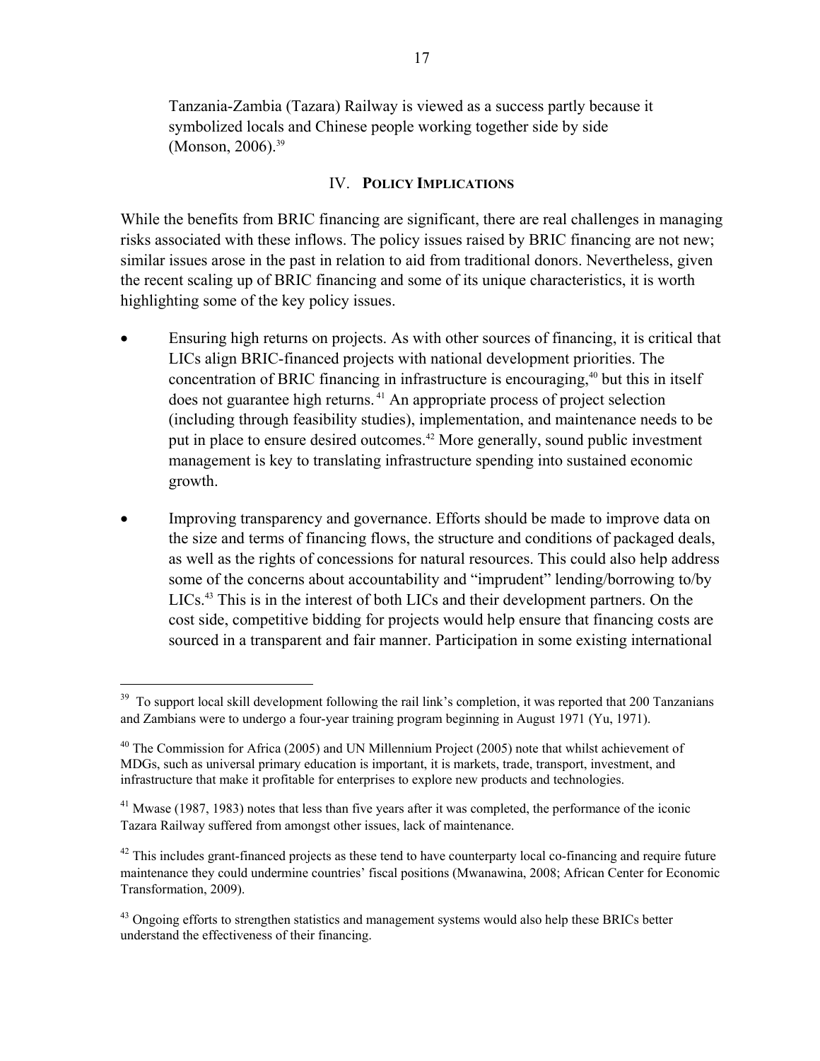Tanzania-Zambia (Tazara) Railway is viewed as a success partly because it symbolized locals and Chinese people working together side by side (Monson, 2006).[39]

## IV. Policy Implications

While the benefits from BRIC financing are significant, there are real challenges in managing risks associated with these inflows. The policy issues raised by BRIC financing are not new; similar issues arose in the past in relation to aid from traditional donors. Nevertheless, given the recent scaling up of BRIC financing and some of its unique characteristics, it is worth highlighting some of the key policy issues.

- Ensuring high returns on projects. As with other sources of financing, it is critical that LICs align BRIC-financed projects with national development priorities. The concentration of BRIC financing in infrastructure is encouraging,[40] but this in itself does not guarantee high returns.[41] An appropriate process of project selection (including through feasibility studies), implementation, and maintenance needs to be put in place to ensure desired outcomes.[42] More generally, sound public investment management is key to translating infrastructure spending into sustained economic growth.

- Improving transparency and governance. Efforts should be made to improve data on the size and terms of financing flows, the structure and conditions of packaged deals, as well as the rights of concessions for natural resources. This could also help address some of the concerns about accountability and "imprudent" lending/borrowing to/by LICs.[43] This is in the interest of both LICs and their development partners. On the cost side, competitive bidding for projects would help ensure that financing costs are sourced in a transparent and fair manner. Participation in some existing international

---

[39] To support local skill development following the rail link's completion, it was reported that 200 Tanzanians and Zambians were to undergo a four-year training program beginning in August 1971 (Yu, 1971).

[40] The Commission for Africa (2005) and UN Millennium Project (2005) note that whilst achievement of MDGs, such as universal primary education is important, it is markets, trade, transport, investment, and infrastructure that make it profitable for enterprises to explore new products and technologies.

[41] Mwase (1987, 1983) notes that less than five years after it was completed, the performance of the iconic Tazara Railway suffered from amongst other issues, lack of maintenance.

[42] This includes grant-financed projects as these tend to have counterparty local co-financing and require future maintenance they could undermine countries' fiscal positions (Mwanawina, 2008; African Center for Economic Transformation, 2009).

[43] Ongoing efforts to strengthen statistics and management systems would also help these BRICs better understand the effectiveness of their financing.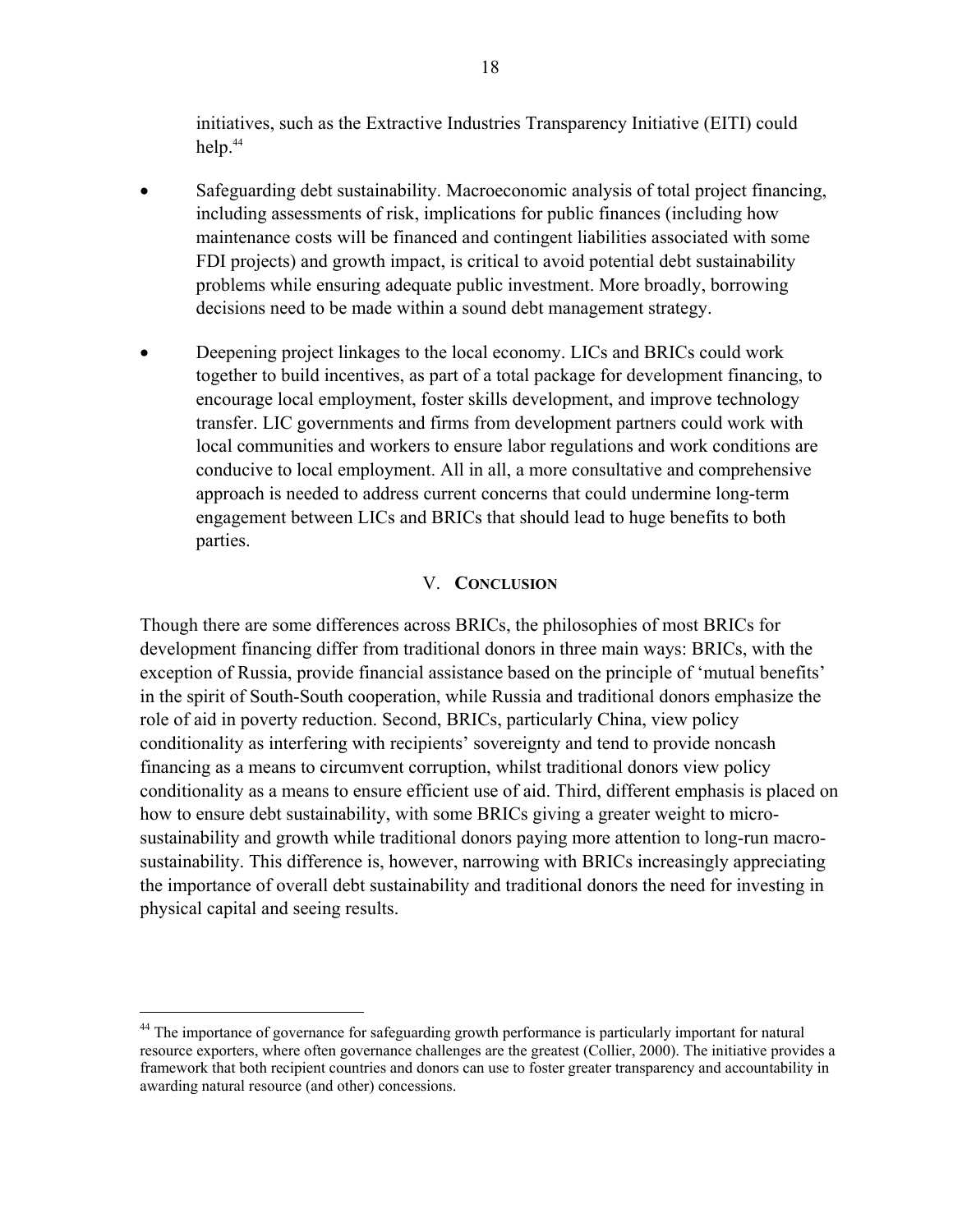initiatives, such as the Extractive Industries Transparency Initiative (EITI) could help.[44]

- Safeguarding debt sustainability. Macroeconomic analysis of total project financing, including assessments of risk, implications for public finances (including how maintenance costs will be financed and contingent liabilities associated with some FDI projects) and growth impact, is critical to avoid potential debt sustainability problems while ensuring adequate public investment. More broadly, borrowing decisions need to be made within a sound debt management strategy.

- Deepening project linkages to the local economy. LICs and BRICs could work together to build incentives, as part of a total package for development financing, to encourage local employment, foster skills development, and improve technology transfer. LIC governments and firms from development partners could work with local communities and workers to ensure labor regulations and work conditions are conducive to local employment. All in all, a more consultative and comprehensive approach is needed to address current concerns that could undermine long-term engagement between LICs and BRICs that should lead to huge benefits to both parties.

## V. Conclusion

Though there are some differences across BRICs, the philosophies of most BRICs for development financing differ from traditional donors in three main ways: BRICs, with the exception of Russia, provide financial assistance based on the principle of 'mutual benefits' in the spirit of South-South cooperation, while Russia and traditional donors emphasize the role of aid in poverty reduction. Second, BRICs, particularly China, view policy conditionality as interfering with recipients' sovereignty and tend to provide noncash financing as a means to circumvent corruption, whilst traditional donors view policy conditionality as a means to ensure efficient use of aid. Third, different emphasis is placed on how to ensure debt sustainability, with some BRICs giving a greater weight to micro-sustainability and growth while traditional donors paying more attention to long-run macro-sustainability. This difference is, however, narrowing with BRICs increasingly appreciating the importance of overall debt sustainability and traditional donors the need for investing in physical capital and seeing results.

---

[44] The importance of governance for safeguarding growth performance is particularly important for natural resource exporters, where often governance challenges are the greatest (Collier, 2000). The initiative provides a framework that both recipient countries and donors can use to foster greater transparency and accountability in awarding natural resource (and other) concessions.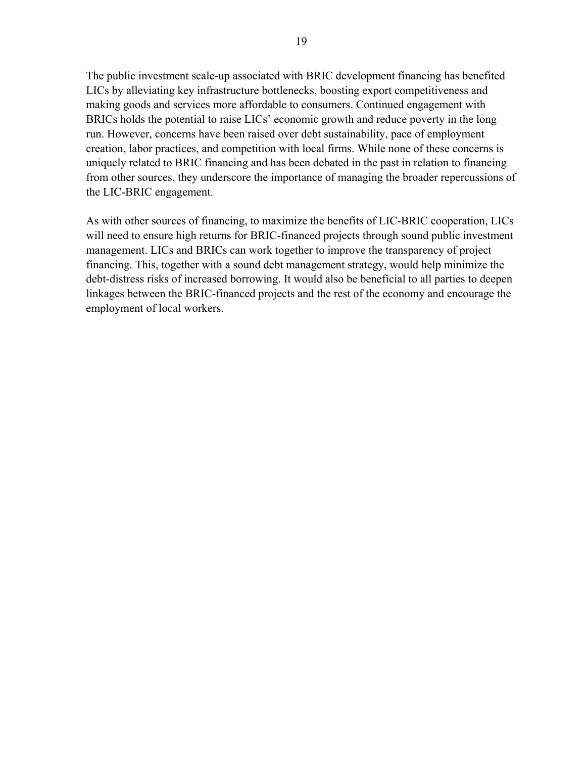The public investment scale-up associated with BRIC development financing has benefited LICs by alleviating key infrastructure bottlenecks, boosting export competitiveness and making goods and services more affordable to consumers. Continued engagement with BRICs holds the potential to raise LICs' economic growth and reduce poverty in the long run. However, concerns have been raised over debt sustainability, pace of employment creation, labor practices, and competition with local firms. While none of these concerns is uniquely related to BRIC financing and has been debated in the past in relation to financing from other sources, they underscore the importance of managing the broader repercussions of the LIC-BRIC engagement.

As with other sources of financing, to maximize the benefits of LIC-BRIC cooperation, LICs will need to ensure high returns for BRIC-financed projects through sound public investment management. LICs and BRICs can work together to improve the transparency of project financing. This, together with a sound debt management strategy, would help minimize the debt-distress risks of increased borrowing. It would also be beneficial to all parties to deepen linkages between the BRIC-financed projects and the rest of the economy and encourage the employment of local workers.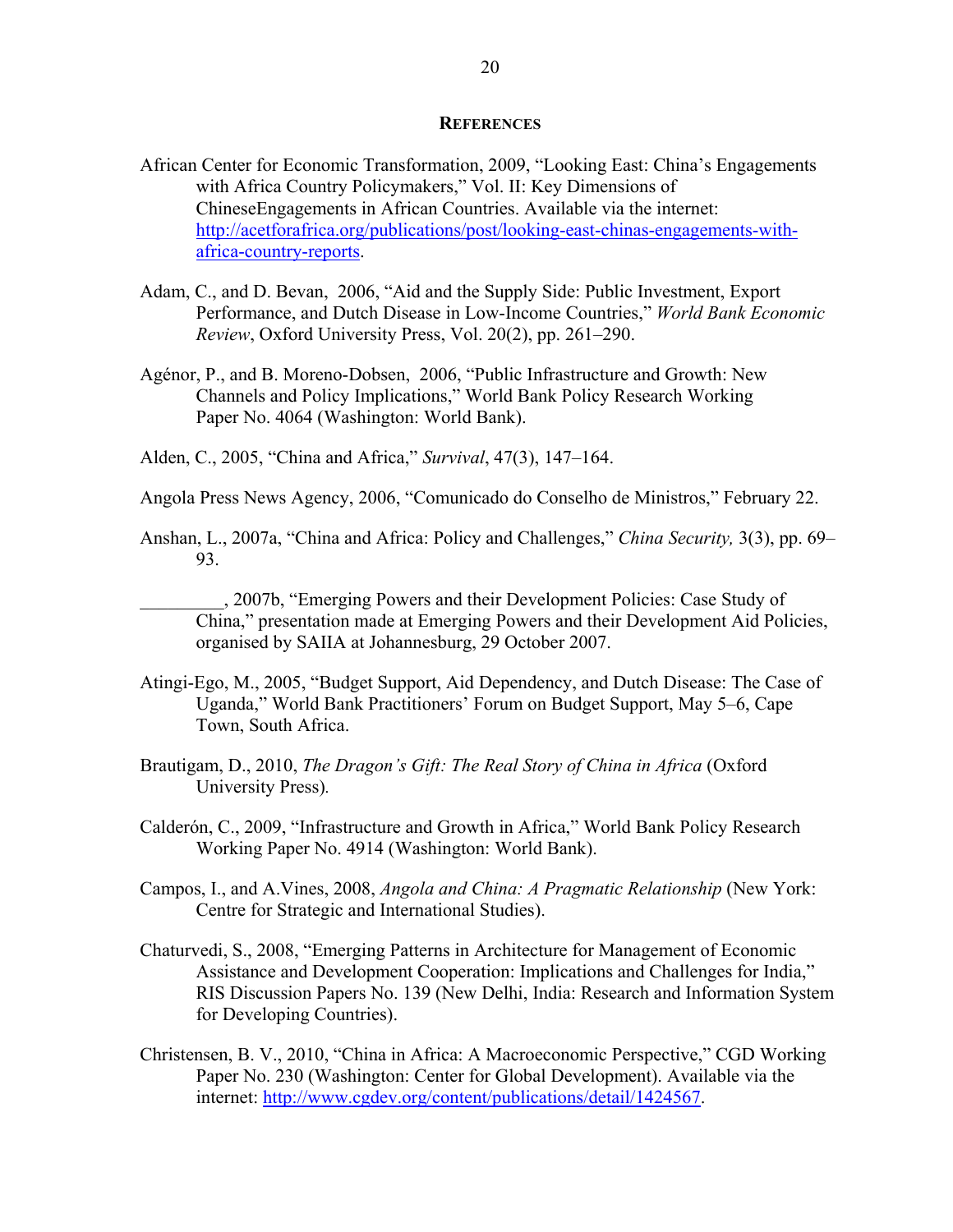## REFERENCES

African Center for Economic Transformation, 2009, "Looking East: China's Engagements with Africa Country Policymakers," Vol. II: Key Dimensions of ChineseEngagements in African Countries. Available via the internet: [http://acetforafrica.org/publications/post/looking-east-chinas-engagements-with-africa-country-reports](http://acetforafrica.org/publications/post/looking-east-chinas-engagements-with-africa-country-reports).

Adam, C., and D. Bevan, 2006, "Aid and the Supply Side: Public Investment, Export Performance, and Dutch Disease in Low-Income Countries," *World Bank Economic Review*, Oxford University Press, Vol. 20(2), pp. 261–290.

Agénor, P., and B. Moreno-Dobsen, 2006, "Public Infrastructure and Growth: New Channels and Policy Implications," World Bank Policy Research Working Paper No. 4064 (Washington: World Bank).

Alden, C., 2005, "China and Africa," *Survival*, 47(3), 147–164.

Angola Press News Agency, 2006, "Comunicado do Conselho de Ministros," February 22.

Anshan, L., 2007a, "China and Africa: Policy and Challenges," *China Security,* 3(3), pp. 69–93.

_________, 2007b, "Emerging Powers and their Development Policies: Case Study of China," presentation made at Emerging Powers and their Development Aid Policies, organised by SAIIA at Johannesburg, 29 October 2007.

Atingi-Ego, M., 2005, "Budget Support, Aid Dependency, and Dutch Disease: The Case of Uganda," World Bank Practitioners' Forum on Budget Support, May 5–6, Cape Town, South Africa.

Brautigam, D., 2010, *The Dragon's Gift: The Real Story of China in Africa* (Oxford University Press).

Calderón, C., 2009, "Infrastructure and Growth in Africa," World Bank Policy Research Working Paper No. 4914 (Washington: World Bank).

Campos, I., and A.Vines, 2008, *Angola and China: A Pragmatic Relationship* (New York: Centre for Strategic and International Studies).

Chaturvedi, S., 2008, "Emerging Patterns in Architecture for Management of Economic Assistance and Development Cooperation: Implications and Challenges for India," RIS Discussion Papers No. 139 (New Delhi, India: Research and Information System for Developing Countries).

Christensen, B. V., 2010, "China in Africa: A Macroeconomic Perspective," CGD Working Paper No. 230 (Washington: Center for Global Development). Available via the internet: [http://www.cgdev.org/content/publications/detail/1424567](http://www.cgdev.org/content/publications/detail/1424567).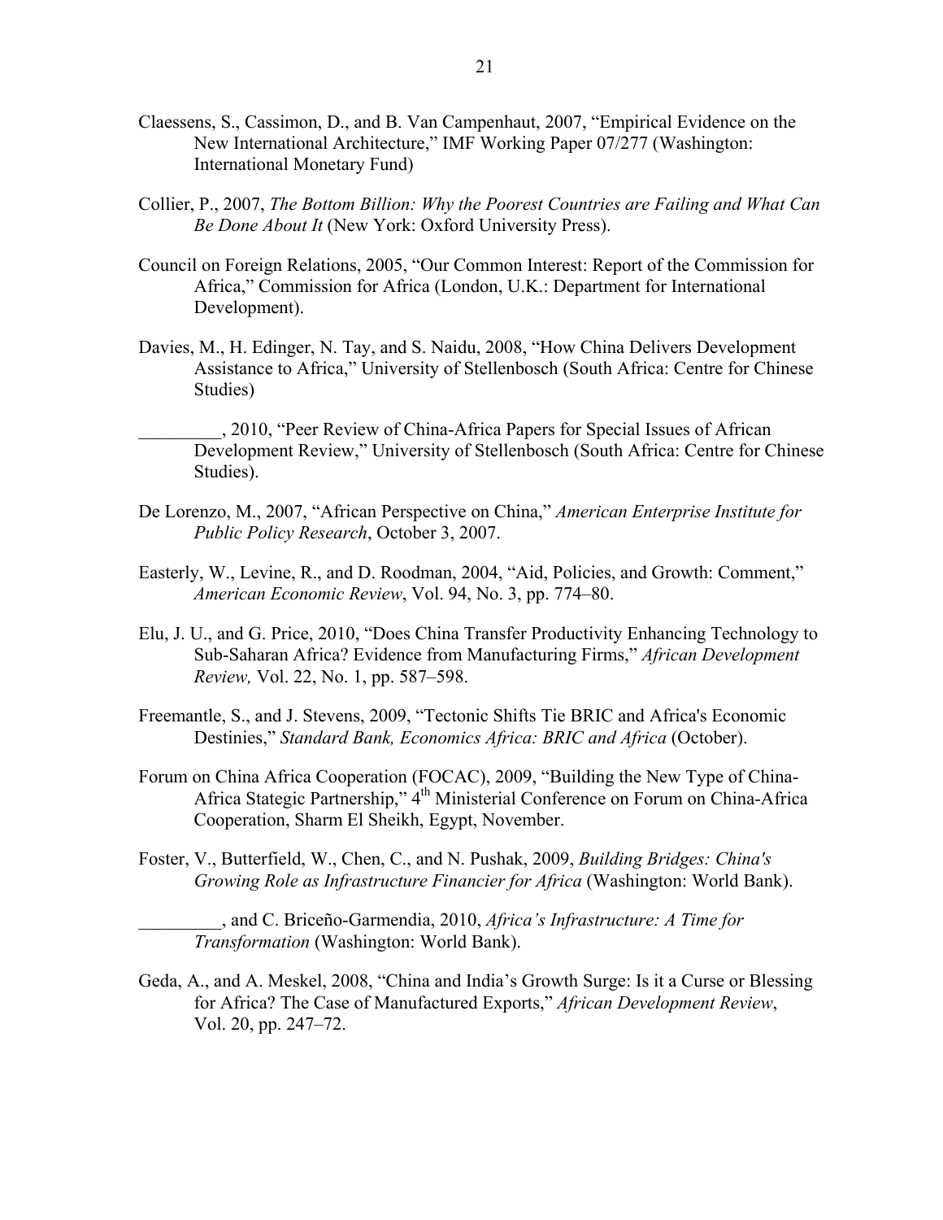Claessens, S., Cassimon, D., and B. Van Campenhaut, 2007, "Empirical Evidence on the New International Architecture," IMF Working Paper 07/277 (Washington: International Monetary Fund)

Collier, P., 2007, *The Bottom Billion: Why the Poorest Countries are Failing and What Can Be Done About It* (New York: Oxford University Press).

Council on Foreign Relations, 2005, "Our Common Interest: Report of the Commission for Africa," Commission for Africa (London, U.K.: Department for International Development).

Davies, M., H. Edinger, N. Tay, and S. Naidu, 2008, "How China Delivers Development Assistance to Africa," University of Stellenbosch (South Africa: Centre for Chinese Studies)

_________, 2010, "Peer Review of China-Africa Papers for Special Issues of African Development Review," University of Stellenbosch (South Africa: Centre for Chinese Studies).

De Lorenzo, M., 2007, "African Perspective on China," *American Enterprise Institute for Public Policy Research*, October 3, 2007.

Easterly, W., Levine, R., and D. Roodman, 2004, "Aid, Policies, and Growth: Comment," *American Economic Review*, Vol. 94, No. 3, pp. 774–80.

Elu, J. U., and G. Price, 2010, "Does China Transfer Productivity Enhancing Technology to Sub-Saharan Africa? Evidence from Manufacturing Firms," *African Development Review,* Vol. 22, No. 1, pp. 587–598.

Freemantle, S., and J. Stevens, 2009, "Tectonic Shifts Tie BRIC and Africa's Economic Destinies," *Standard Bank, Economics Africa: BRIC and Africa* (October).

Forum on China Africa Cooperation (FOCAC), 2009, "Building the New Type of China-Africa Stategic Partnership," 4th Ministerial Conference on Forum on China-Africa Cooperation, Sharm El Sheikh, Egypt, November.

Foster, V., Butterfield, W., Chen, C., and N. Pushak, 2009, *Building Bridges: China's Growing Role as Infrastructure Financier for Africa* (Washington: World Bank).

_________, and C. Briceño-Garmendia, 2010, *Africa's Infrastructure: A Time for Transformation* (Washington: World Bank).

Geda, A., and A. Meskel, 2008, "China and India's Growth Surge: Is it a Curse or Blessing for Africa? The Case of Manufactured Exports," *African Development Review*, Vol. 20, pp. 247–72.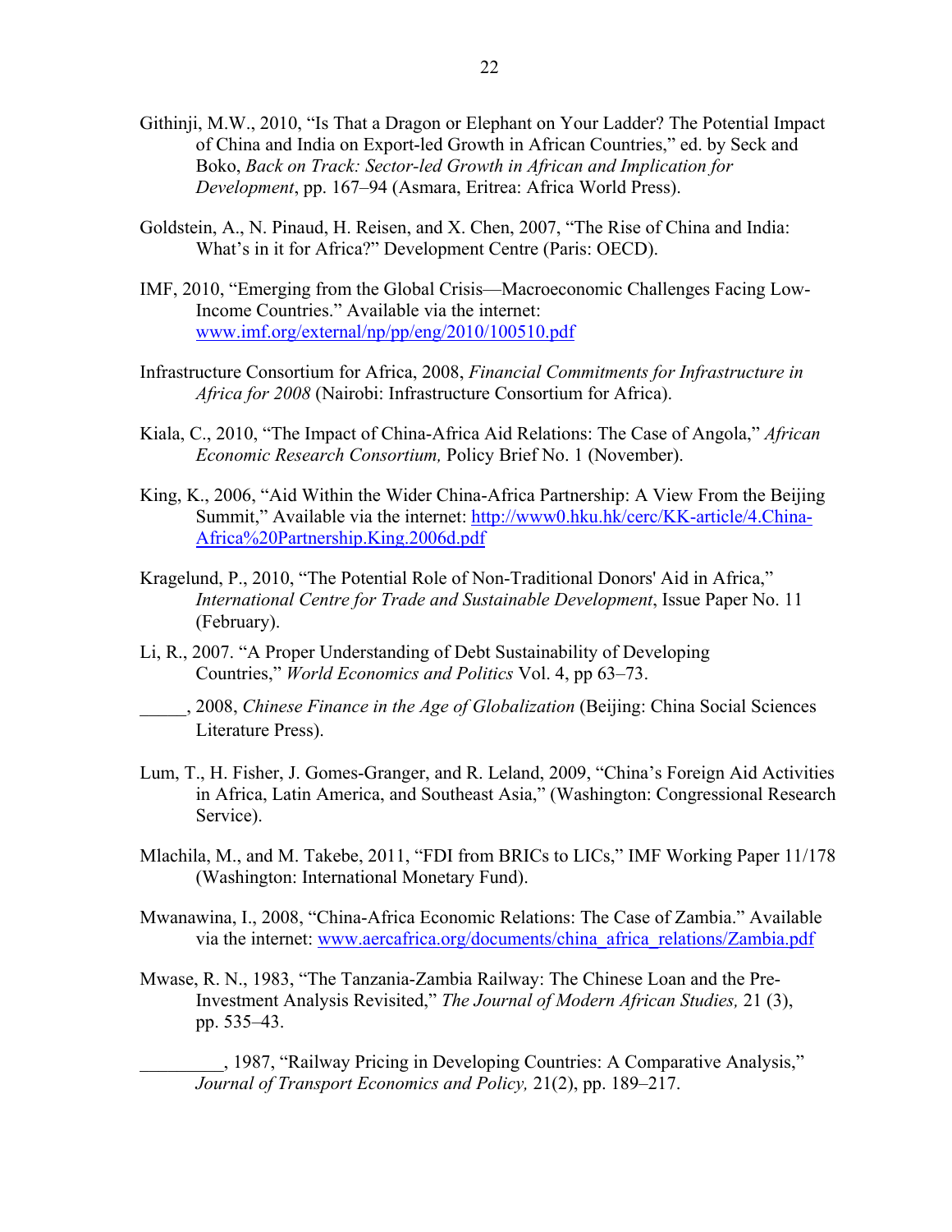Githinji, M.W., 2010, "Is That a Dragon or Elephant on Your Ladder? The Potential Impact of China and India on Export-led Growth in African Countries," ed. by Seck and Boko, *Back on Track: Sector-led Growth in African and Implication for Development*, pp. 167–94 (Asmara, Eritrea: Africa World Press).

Goldstein, A., N. Pinaud, H. Reisen, and X. Chen, 2007, "The Rise of China and India: What's in it for Africa?" Development Centre (Paris: OECD).

IMF, 2010, "Emerging from the Global Crisis—Macroeconomic Challenges Facing Low-Income Countries." Available via the internet: [www.imf.org/external/np/pp/eng/2010/100510.pdf](www.imf.org/external/np/pp/eng/2010/100510.pdf)

Infrastructure Consortium for Africa, 2008, *Financial Commitments for Infrastructure in Africa for 2008* (Nairobi: Infrastructure Consortium for Africa).

Kiala, C., 2010, "The Impact of China-Africa Aid Relations: The Case of Angola," *African Economic Research Consortium,* Policy Brief No. 1 (November).

King, K., 2006, "Aid Within the Wider China-Africa Partnership: A View From the Beijing Summit," Available via the internet: [http://www0.hku.hk/cerc/KK-article/4.China-Africa%20Partnership.King.2006d.pdf](http://www0.hku.hk/cerc/KK-article/4.China-Africa%20Partnership.King.2006d.pdf)

Kragelund, P., 2010, "The Potential Role of Non-Traditional Donors' Aid in Africa," *International Centre for Trade and Sustainable Development*, Issue Paper No. 11 (February).

Li, R., 2007. "A Proper Understanding of Debt Sustainability of Developing Countries," *World Economics and Politics* Vol. 4, pp 63–73.

_____, 2008, *Chinese Finance in the Age of Globalization* (Beijing: China Social Sciences Literature Press).

Lum, T., H. Fisher, J. Gomes-Granger, and R. Leland, 2009, "China's Foreign Aid Activities in Africa, Latin America, and Southeast Asia," (Washington: Congressional Research Service).

Mlachila, M., and M. Takebe, 2011, "FDI from BRICs to LICs," IMF Working Paper 11/178 (Washington: International Monetary Fund).

Mwanawina, I., 2008, "China-Africa Economic Relations: The Case of Zambia." Available via the internet: [www.aercafrica.org/documents/china_africa_relations/Zambia.pdf](www.aercafrica.org/documents/china_africa_relations/Zambia.pdf)

Mwase, R. N., 1983, "The Tanzania-Zambia Railway: The Chinese Loan and the Pre-Investment Analysis Revisited," *The Journal of Modern African Studies,* 21 (3), pp. 535–43.

_________, 1987, "Railway Pricing in Developing Countries: A Comparative Analysis," *Journal of Transport Economics and Policy,* 21(2), pp. 189–217.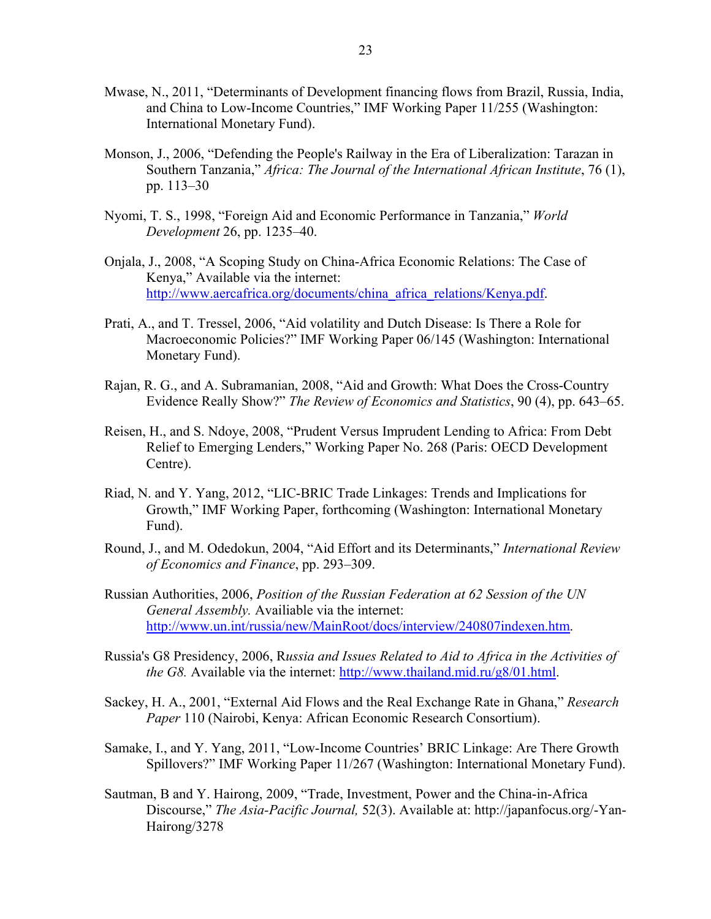Mwase, N., 2011, "Determinants of Development financing flows from Brazil, Russia, India, and China to Low-Income Countries," IMF Working Paper 11/255 (Washington: International Monetary Fund).

Monson, J., 2006, "Defending the People's Railway in the Era of Liberalization: Tarazan in Southern Tanzania," *Africa: The Journal of the International African Institute*, 76 (1), pp. 113–30

Nyomi, T. S., 1998, "Foreign Aid and Economic Performance in Tanzania," *World Development* 26, pp. 1235–40.

Onjala, J., 2008, "A Scoping Study on China-Africa Economic Relations: The Case of Kenya," Available via the internet: http://www.aercafrica.org/documents/china_africa_relations/Kenya.pdf.

Prati, A., and T. Tressel, 2006, "Aid volatility and Dutch Disease: Is There a Role for Macroeconomic Policies?" IMF Working Paper 06/145 (Washington: International Monetary Fund).

Rajan, R. G., and A. Subramanian, 2008, "Aid and Growth: What Does the Cross-Country Evidence Really Show?" *The Review of Economics and Statistics*, 90 (4), pp. 643–65.

Reisen, H., and S. Ndoye, 2008, "Prudent Versus Imprudent Lending to Africa: From Debt Relief to Emerging Lenders," Working Paper No. 268 (Paris: OECD Development Centre).

Riad, N. and Y. Yang, 2012, "LIC-BRIC Trade Linkages: Trends and Implications for Growth," IMF Working Paper, forthcoming (Washington: International Monetary Fund).

Round, J., and M. Odedokun, 2004, "Aid Effort and its Determinants," *International Review of Economics and Finance*, pp. 293–309.

Russian Authorities, 2006, *Position of the Russian Federation at 62 Session of the UN General Assembly.* Availiable via the internet: http://www.un.int/russia/new/MainRoot/docs/interview/240807indexen.htm.

Russia's G8 Presidency, 2006, R*ussia and Issues Related to Aid to Africa in the Activities of the G8.* Available via the internet: http://www.thailand.mid.ru/g8/01.html.

Sackey, H. A., 2001, "External Aid Flows and the Real Exchange Rate in Ghana," *Research Paper* 110 (Nairobi, Kenya: African Economic Research Consortium).

Samake, I., and Y. Yang, 2011, "Low-Income Countries' BRIC Linkage: Are There Growth Spillovers?" IMF Working Paper 11/267 (Washington: International Monetary Fund).

Sautman, B and Y. Hairong, 2009, "Trade, Investment, Power and the China-in-Africa Discourse," *The Asia-Pacific Journal,* 52(3). Available at: http://japanfocus.org/-Yan-Hairong/3278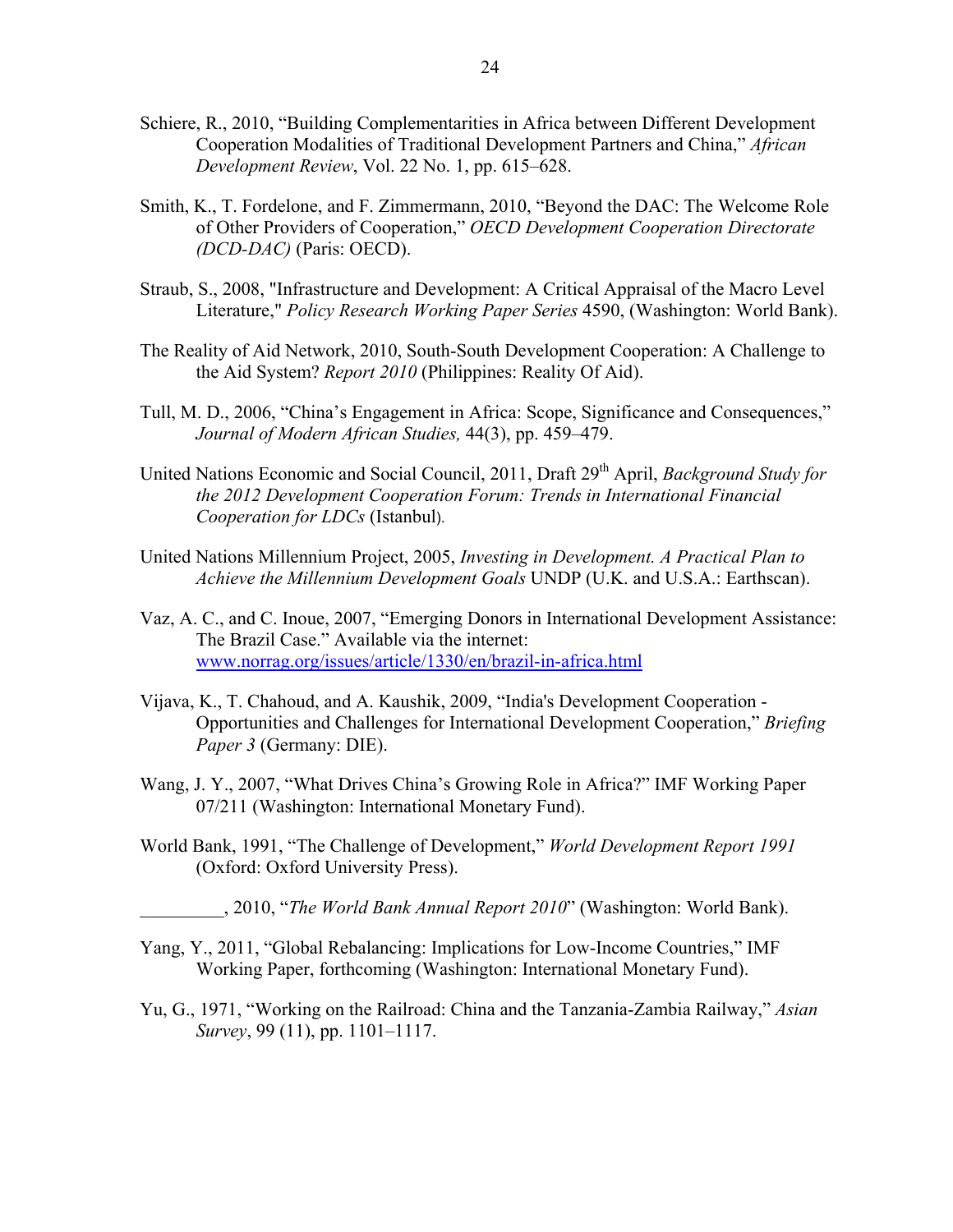Schiere, R., 2010, "Building Complementarities in Africa between Different Development Cooperation Modalities of Traditional Development Partners and China," *African Development Review*, Vol. 22 No. 1, pp. 615–628.

Smith, K., T. Fordelone, and F. Zimmermann, 2010, "Beyond the DAC: The Welcome Role of Other Providers of Cooperation," *OECD Development Cooperation Directorate (DCD-DAC)* (Paris: OECD).

Straub, S., 2008, "Infrastructure and Development: A Critical Appraisal of the Macro Level Literature," *Policy Research Working Paper Series* 4590, (Washington: World Bank).

The Reality of Aid Network, 2010, South-South Development Cooperation: A Challenge to the Aid System? *Report 2010* (Philippines: Reality Of Aid).

Tull, M. D., 2006, "China's Engagement in Africa: Scope, Significance and Consequences," *Journal of Modern African Studies,* 44(3), pp. 459–479.

United Nations Economic and Social Council, 2011, Draft 29th April, *Background Study for the 2012 Development Cooperation Forum: Trends in International Financial Cooperation for LDCs* (Istanbul).

United Nations Millennium Project, 2005, *Investing in Development. A Practical Plan to Achieve the Millennium Development Goals* UNDP (U.K. and U.S.A.: Earthscan).

Vaz, A. C., and C. Inoue, 2007, "Emerging Donors in International Development Assistance: The Brazil Case." Available via the internet: www.norrag.org/issues/article/1330/en/brazil-in-africa.html

Vijava, K., T. Chahoud, and A. Kaushik, 2009, "India's Development Cooperation - Opportunities and Challenges for International Development Cooperation," *Briefing Paper 3* (Germany: DIE).

Wang, J. Y., 2007, "What Drives China's Growing Role in Africa?" IMF Working Paper 07/211 (Washington: International Monetary Fund).

World Bank, 1991, "The Challenge of Development," *World Development Report 1991* (Oxford: Oxford University Press).

_________, 2010, "*The World Bank Annual Report 2010*" (Washington: World Bank).

Yang, Y., 2011, "Global Rebalancing: Implications for Low-Income Countries," IMF Working Paper, forthcoming (Washington: International Monetary Fund).

Yu, G., 1971, "Working on the Railroad: China and the Tanzania-Zambia Railway," *Asian Survey*, 99 (11), pp. 1101–1117.